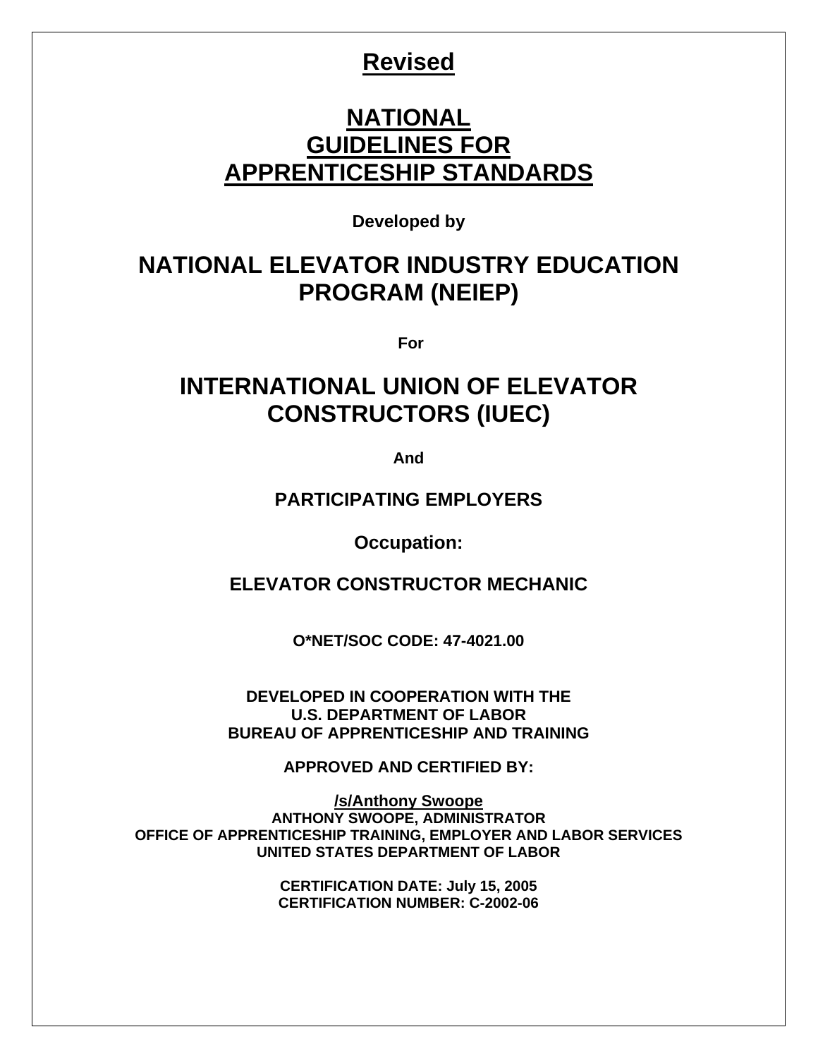# Revised

# NATIONAL GUIDELINES FOR APPRENTICESHIP STANDARDS

**Developed by**

## NATIONAL ELEVATOR INDUSTRY EDUCATION PROGRAM (NEIEP)

**For**

## INTERNATIONAL UNION OF ELEVATOR CONSTRUCTORS (IUEC)

**And**

### PARTICIPATING EMPLOYERS

**Occupation:**

### ELEVATOR CONSTRUCTOR MECHANIC

**O*NET/SOC CODE: 47-4021.00**

**DEVELOPED IN COOPERATION WITH THE**
**U.S. DEPARTMENT OF LABOR**
**BUREAU OF APPRENTICESHIP AND TRAINING**

**APPROVED AND CERTIFIED BY:**

**/s/Anthony Swoope**
**ANTHONY SWOOPE, ADMINISTRATOR**
**OFFICE OF APPRENTICESHIP TRAINING, EMPLOYER AND LABOR SERVICES**
**UNITED STATES DEPARTMENT OF LABOR**

**CERTIFICATION DATE: July 15, 2005**
**CERTIFICATION NUMBER: C-2002-06**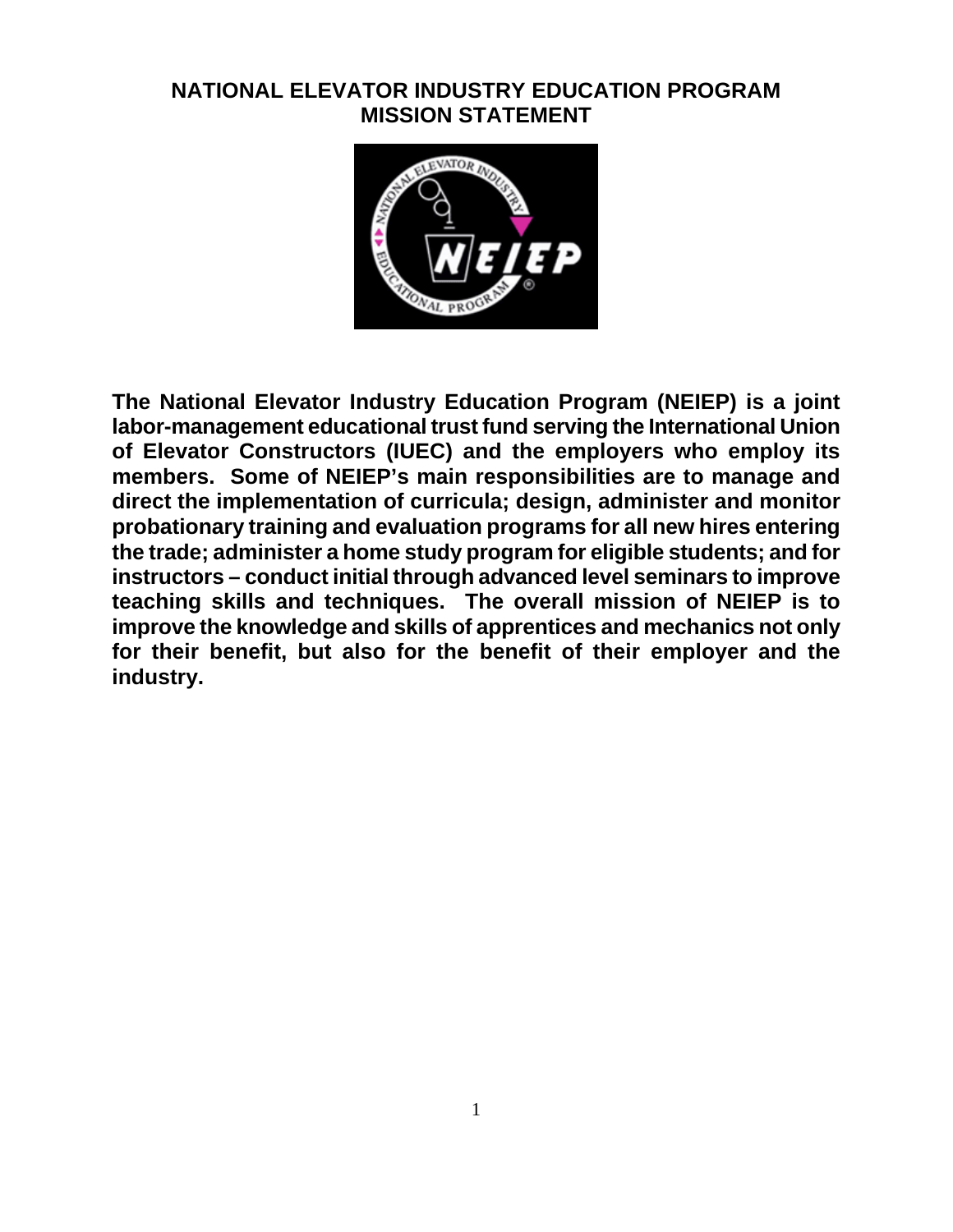# NATIONAL ELEVATOR INDUSTRY EDUCATION PROGRAM
# MISSION STATEMENT

**The National Elevator Industry Education Program (NEIEP) is a joint labor-management educational trust fund serving the International Union of Elevator Constructors (IUEC) and the employers who employ its members. Some of NEIEP's main responsibilities are to manage and direct the implementation of curricula; design, administer and monitor probationary training and evaluation programs for all new hires entering the trade; administer a home study program for eligible students; and for instructors – conduct initial through advanced level seminars to improve teaching skills and techniques. The overall mission of NEIEP is to improve the knowledge and skills of apprentices and mechanics not only for their benefit, but also for the benefit of their employer and the industry.**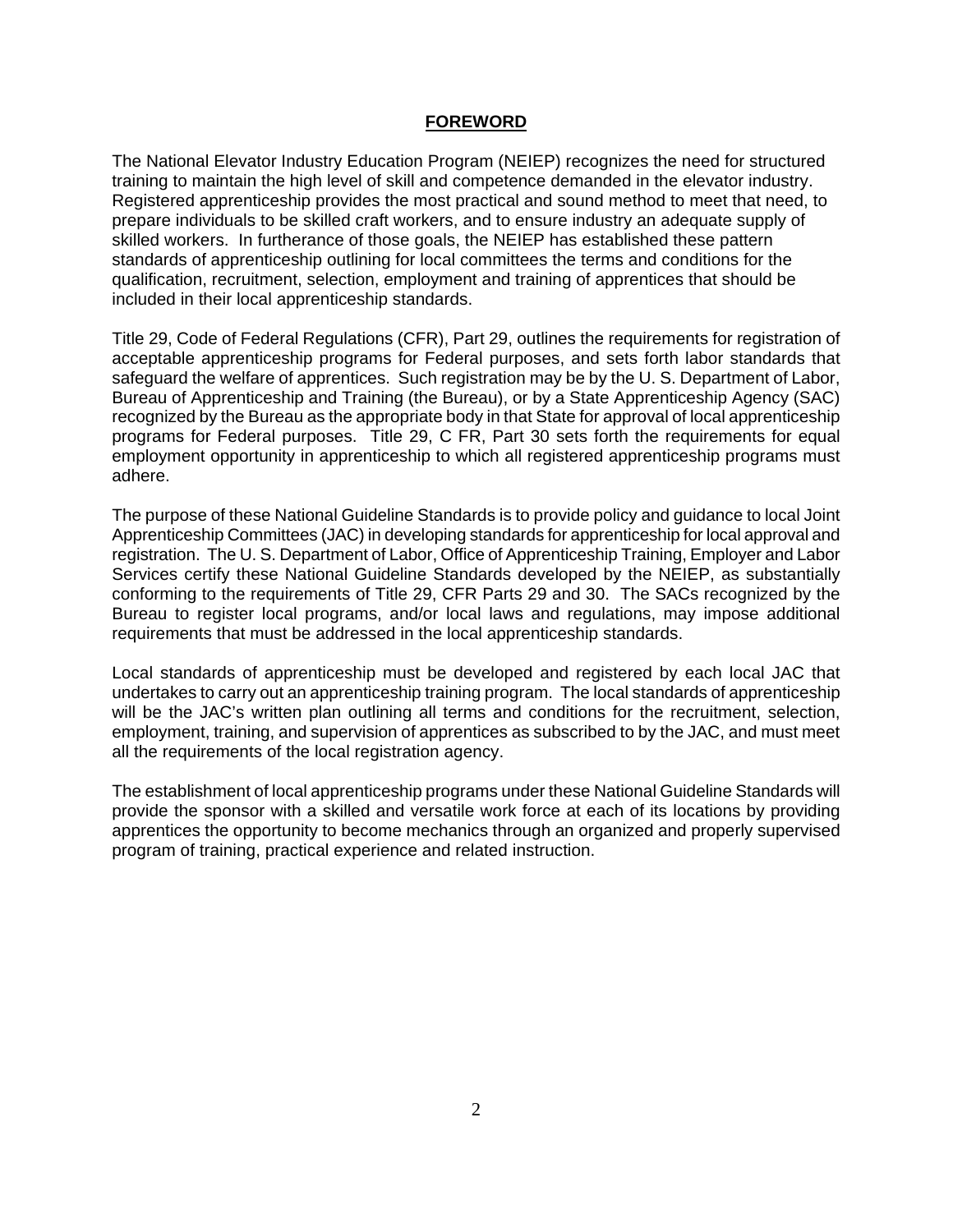## FOREWORD

The National Elevator Industry Education Program (NEIEP) recognizes the need for structured training to maintain the high level of skill and competence demanded in the elevator industry. Registered apprenticeship provides the most practical and sound method to meet that need, to prepare individuals to be skilled craft workers, and to ensure industry an adequate supply of skilled workers. In furtherance of those goals, the NEIEP has established these pattern standards of apprenticeship outlining for local committees the terms and conditions for the qualification, recruitment, selection, employment and training of apprentices that should be included in their local apprenticeship standards.

Title 29, Code of Federal Regulations (CFR), Part 29, outlines the requirements for registration of acceptable apprenticeship programs for Federal purposes, and sets forth labor standards that safeguard the welfare of apprentices. Such registration may be by the U. S. Department of Labor, Bureau of Apprenticeship and Training (the Bureau), or by a State Apprenticeship Agency (SAC) recognized by the Bureau as the appropriate body in that State for approval of local apprenticeship programs for Federal purposes. Title 29, C FR, Part 30 sets forth the requirements for equal employment opportunity in apprenticeship to which all registered apprenticeship programs must adhere.

The purpose of these National Guideline Standards is to provide policy and guidance to local Joint Apprenticeship Committees (JAC) in developing standards for apprenticeship for local approval and registration. The U. S. Department of Labor, Office of Apprenticeship Training, Employer and Labor Services certify these National Guideline Standards developed by the NEIEP, as substantially conforming to the requirements of Title 29, CFR Parts 29 and 30. The SACs recognized by the Bureau to register local programs, and/or local laws and regulations, may impose additional requirements that must be addressed in the local apprenticeship standards.

Local standards of apprenticeship must be developed and registered by each local JAC that undertakes to carry out an apprenticeship training program. The local standards of apprenticeship will be the JAC's written plan outlining all terms and conditions for the recruitment, selection, employment, training, and supervision of apprentices as subscribed to by the JAC, and must meet all the requirements of the local registration agency.

The establishment of local apprenticeship programs under these National Guideline Standards will provide the sponsor with a skilled and versatile work force at each of its locations by providing apprentices the opportunity to become mechanics through an organized and properly supervised program of training, practical experience and related instruction.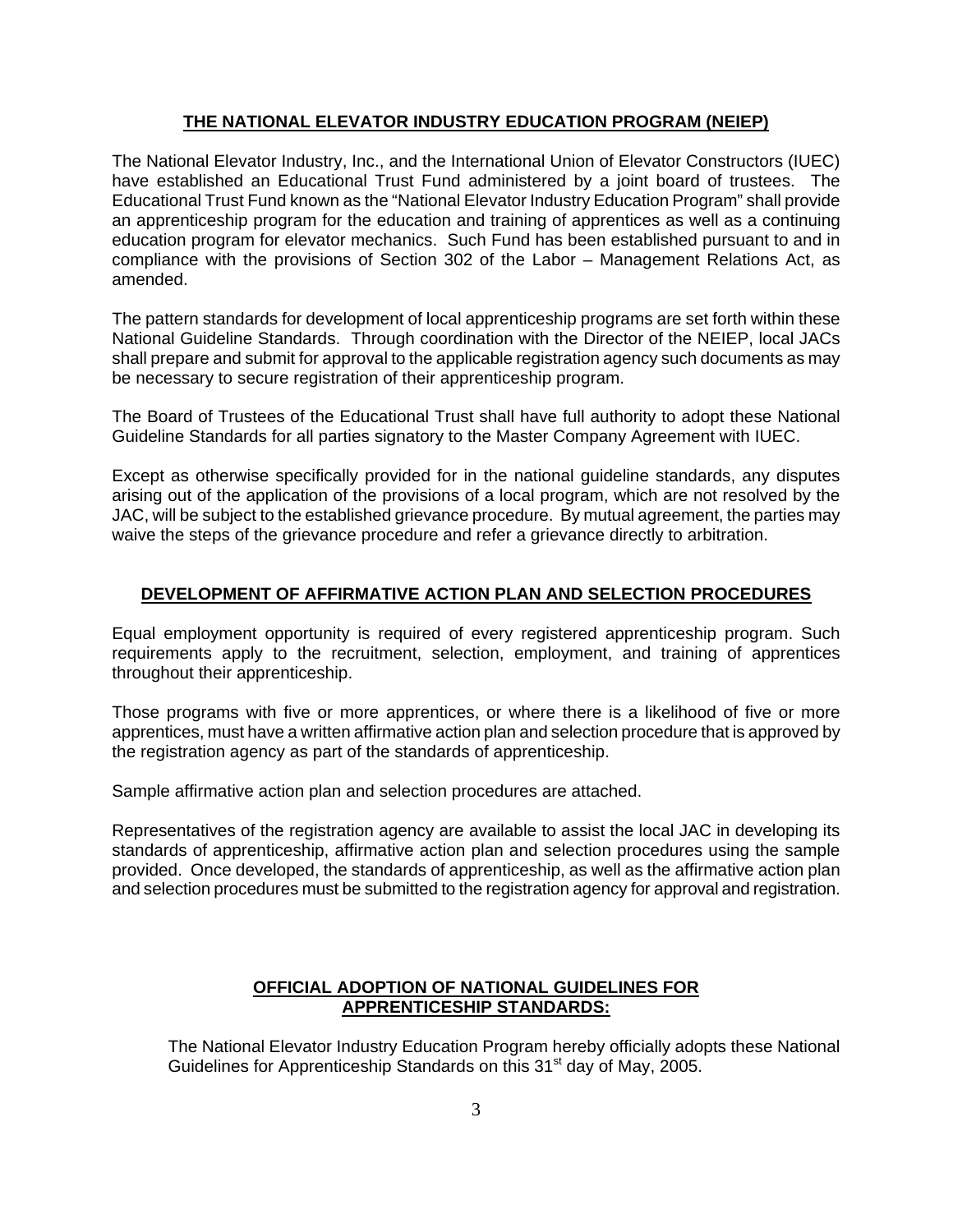## THE NATIONAL ELEVATOR INDUSTRY EDUCATION PROGRAM (NEIEP)

The National Elevator Industry, Inc., and the International Union of Elevator Constructors (IUEC) have established an Educational Trust Fund administered by a joint board of trustees. The Educational Trust Fund known as the "National Elevator Industry Education Program" shall provide an apprenticeship program for the education and training of apprentices as well as a continuing education program for elevator mechanics. Such Fund has been established pursuant to and in compliance with the provisions of Section 302 of the Labor – Management Relations Act, as amended.

The pattern standards for development of local apprenticeship programs are set forth within these National Guideline Standards. Through coordination with the Director of the NEIEP, local JACs shall prepare and submit for approval to the applicable registration agency such documents as may be necessary to secure registration of their apprenticeship program.

The Board of Trustees of the Educational Trust shall have full authority to adopt these National Guideline Standards for all parties signatory to the Master Company Agreement with IUEC.

Except as otherwise specifically provided for in the national guideline standards, any disputes arising out of the application of the provisions of a local program, which are not resolved by the JAC, will be subject to the established grievance procedure. By mutual agreement, the parties may waive the steps of the grievance procedure and refer a grievance directly to arbitration.

## DEVELOPMENT OF AFFIRMATIVE ACTION PLAN AND SELECTION PROCEDURES

Equal employment opportunity is required of every registered apprenticeship program. Such requirements apply to the recruitment, selection, employment, and training of apprentices throughout their apprenticeship.

Those programs with five or more apprentices, or where there is a likelihood of five or more apprentices, must have a written affirmative action plan and selection procedure that is approved by the registration agency as part of the standards of apprenticeship.

Sample affirmative action plan and selection procedures are attached.

Representatives of the registration agency are available to assist the local JAC in developing its standards of apprenticeship, affirmative action plan and selection procedures using the sample provided. Once developed, the standards of apprenticeship, as well as the affirmative action plan and selection procedures must be submitted to the registration agency for approval and registration.

## OFFICIAL ADOPTION OF NATIONAL GUIDELINES FOR APPRENTICESHIP STANDARDS:

The National Elevator Industry Education Program hereby officially adopts these National Guidelines for Apprenticeship Standards on this 31st day of May, 2005.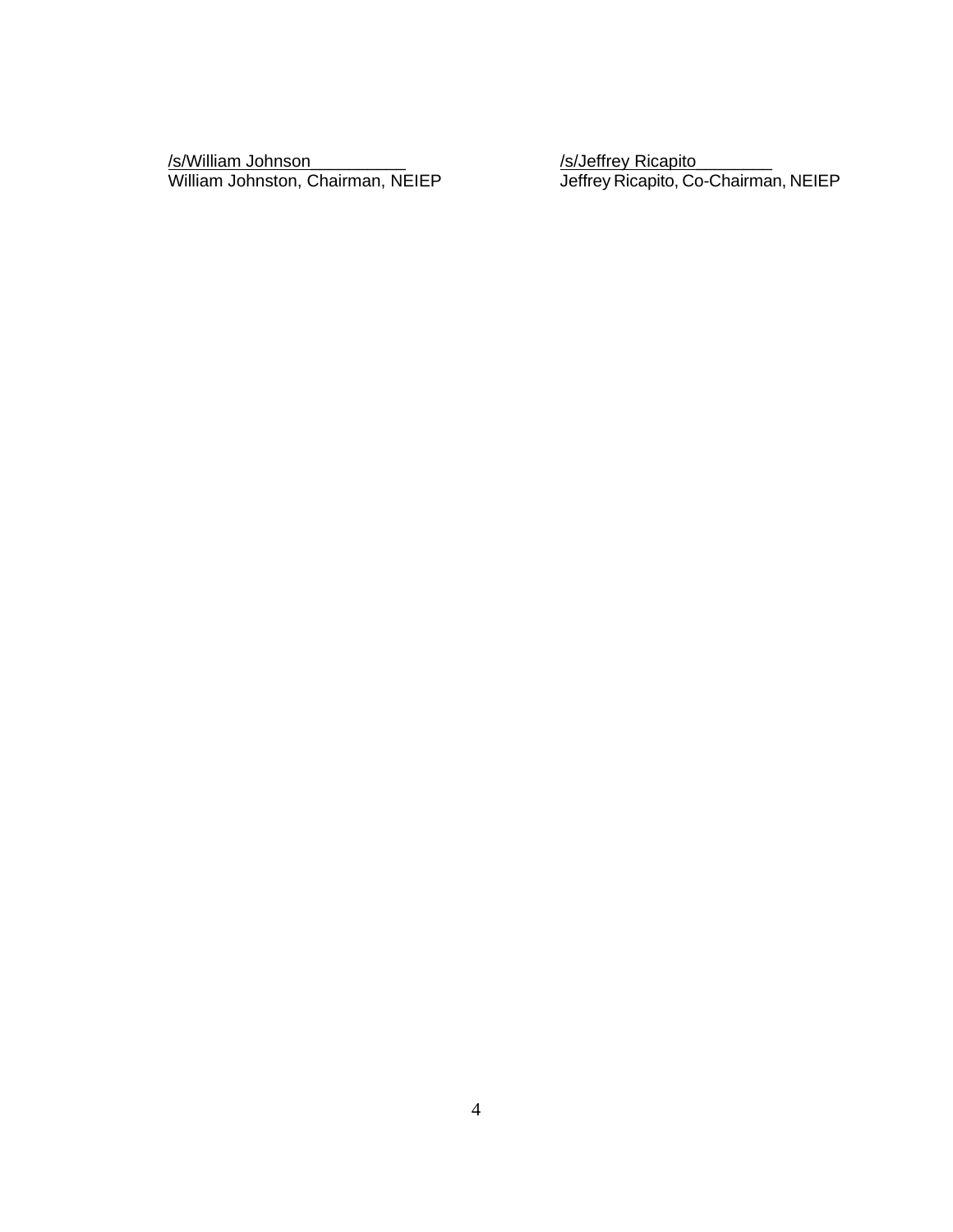/s/William Johnson__________ 
William Johnston, Chairman, NEIEP

/s/Jeffrey Ricapito________ 
Jeffrey Ricapito, Co-Chairman, NEIEP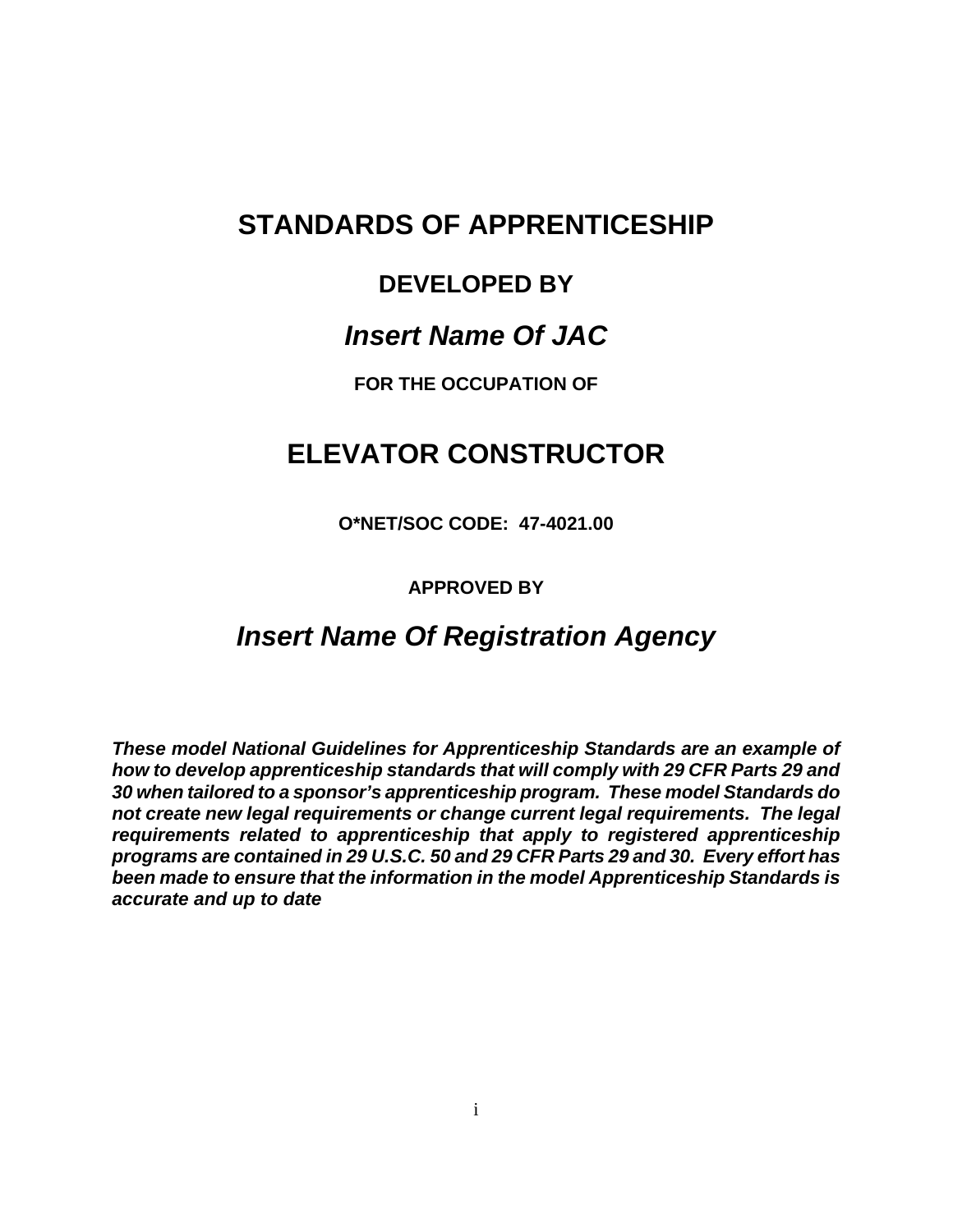# STANDARDS OF APPRENTICESHIP

## DEVELOPED BY

## *Insert Name Of JAC*

**FOR THE OCCUPATION OF**

# ELEVATOR CONSTRUCTOR

**O*NET/SOC CODE: 47-4021.00**

**APPROVED BY**

## *Insert Name Of Registration Agency*

***These model National Guidelines for Apprenticeship Standards are an example of how to develop apprenticeship standards that will comply with 29 CFR Parts 29 and 30 when tailored to a sponsor's apprenticeship program. These model Standards do not create new legal requirements or change current legal requirements. The legal requirements related to apprenticeship that apply to registered apprenticeship programs are contained in 29 U.S.C. 50 and 29 CFR Parts 29 and 30. Every effort has been made to ensure that the information in the model Apprenticeship Standards is accurate and up to date***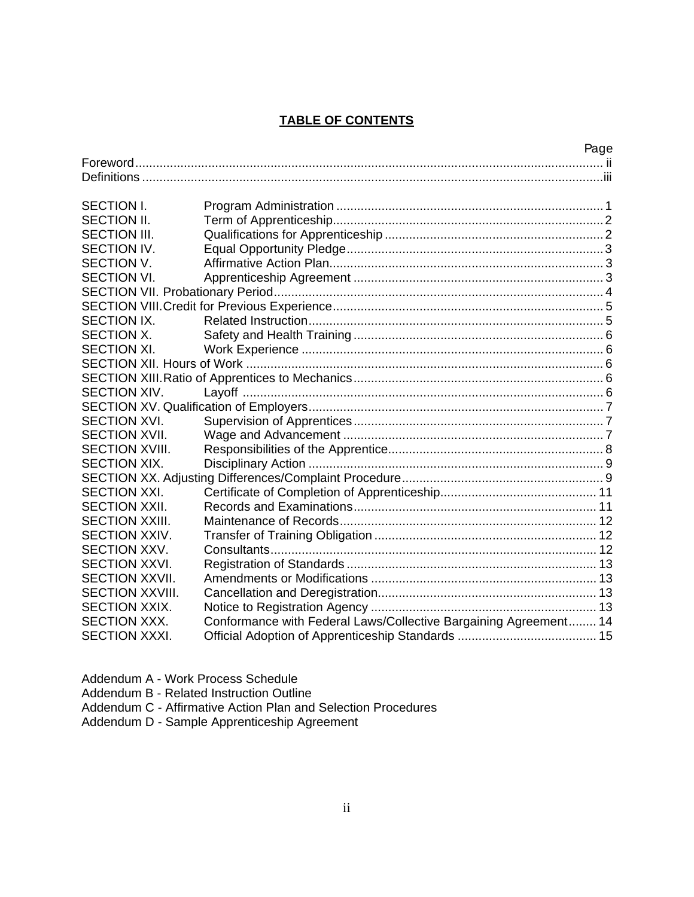## TABLE OF CONTENTS

| | | Page |
|---|---|---|
| Foreword | | ii |
| Definitions | | iii |
| SECTION I. | Program Administration | 1 |
| SECTION II. | Term of Apprenticeship | 2 |
| SECTION III. | Qualifications for Apprenticeship | 2 |
| SECTION IV. | Equal Opportunity Pledge | 3 |
| SECTION V. | Affirmative Action Plan | 3 |
| SECTION VI. | Apprenticeship Agreement | 3 |
| SECTION VII. | Probationary Period | 4 |
| SECTION VIII. | Credit for Previous Experience | 5 |
| SECTION IX. | Related Instruction | 5 |
| SECTION X. | Safety and Health Training | 6 |
| SECTION XI. | Work Experience | 6 |
| SECTION XII. | Hours of Work | 6 |
| SECTION XIII. | Ratio of Apprentices to Mechanics | 6 |
| SECTION XIV. | Layoff | 6 |
| SECTION XV. | Qualification of Employers | 7 |
| SECTION XVI. | Supervision of Apprentices | 7 |
| SECTION XVII. | Wage and Advancement | 7 |
| SECTION XVIII. | Responsibilities of the Apprentice | 8 |
| SECTION XIX. | Disciplinary Action | 9 |
| SECTION XX. | Adjusting Differences/Complaint Procedure | 9 |
| SECTION XXI. | Certificate of Completion of Apprenticeship | 11 |
| SECTION XXII. | Records and Examinations | 11 |
| SECTION XXIII. | Maintenance of Records | 12 |
| SECTION XXIV. | Transfer of Training Obligation | 12 |
| SECTION XXV. | Consultants | 12 |
| SECTION XXVI. | Registration of Standards | 13 |
| SECTION XXVII. | Amendments or Modifications | 13 |
| SECTION XXVIII. | Cancellation and Deregistration | 13 |
| SECTION XXIX. | Notice to Registration Agency | 13 |
| SECTION XXX. | Conformance with Federal Laws/Collective Bargaining Agreement | 14 |
| SECTION XXXI. | Official Adoption of Apprenticeship Standards | 15 |

Addendum A - Work Process Schedule
Addendum B - Related Instruction Outline
Addendum C - Affirmative Action Plan and Selection Procedures
Addendum D - Sample Apprenticeship Agreement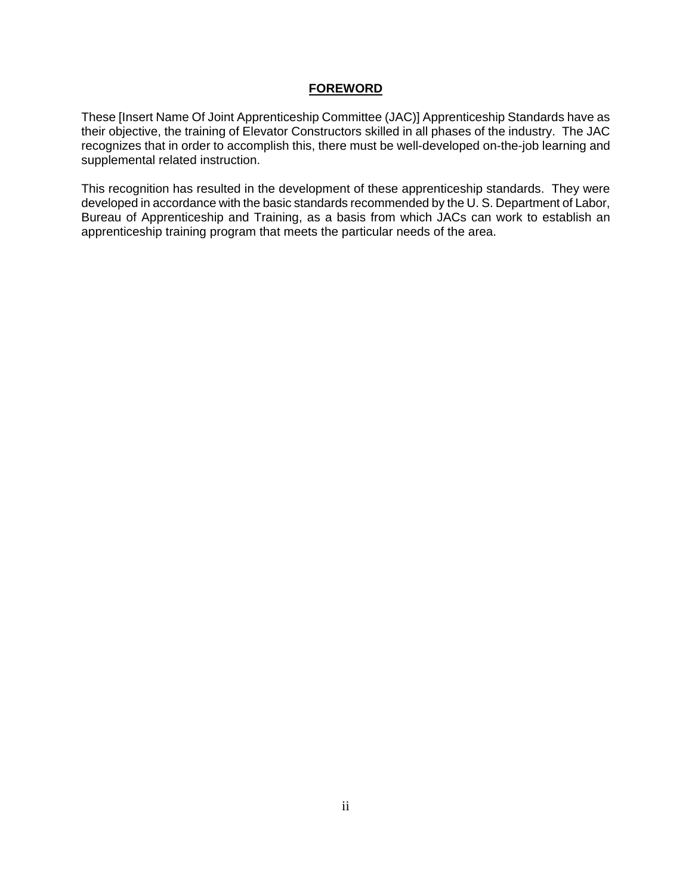# FOREWORD

These [Insert Name Of Joint Apprenticeship Committee (JAC)] Apprenticeship Standards have as their objective, the training of Elevator Constructors skilled in all phases of the industry. The JAC recognizes that in order to accomplish this, there must be well-developed on-the-job learning and supplemental related instruction.

This recognition has resulted in the development of these apprenticeship standards. They were developed in accordance with the basic standards recommended by the U. S. Department of Labor, Bureau of Apprenticeship and Training, as a basis from which JACs can work to establish an apprenticeship training program that meets the particular needs of the area.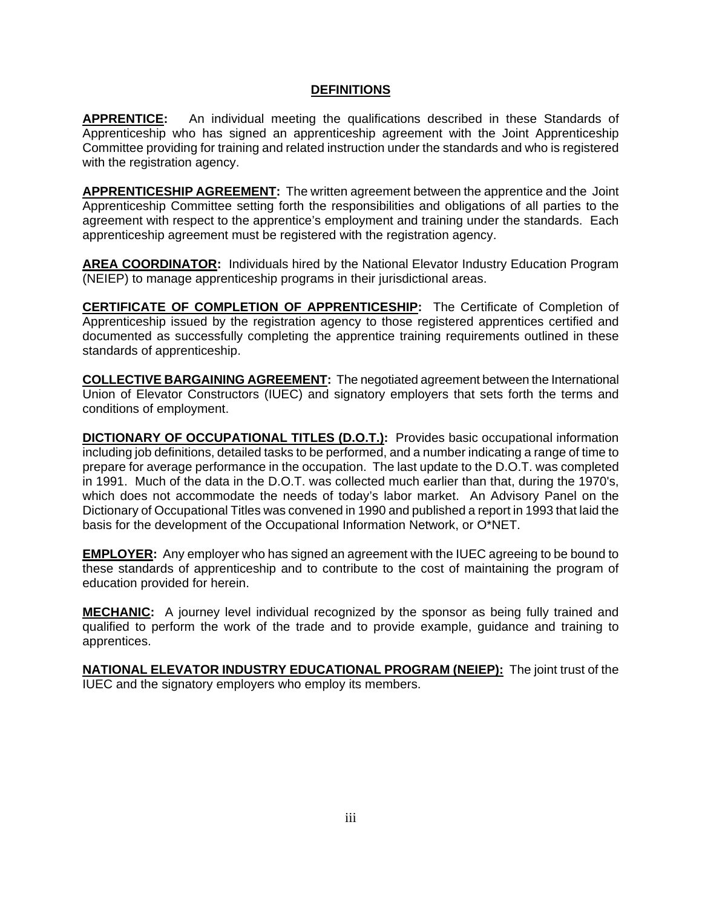## DEFINITIONS

**APPRENTICE:** An individual meeting the qualifications described in these Standards of Apprenticeship who has signed an apprenticeship agreement with the Joint Apprenticeship Committee providing for training and related instruction under the standards and who is registered with the registration agency.

**APPRENTICESHIP AGREEMENT:** The written agreement between the apprentice and the Joint Apprenticeship Committee setting forth the responsibilities and obligations of all parties to the agreement with respect to the apprentice's employment and training under the standards. Each apprenticeship agreement must be registered with the registration agency.

**AREA COORDINATOR:** Individuals hired by the National Elevator Industry Education Program (NEIEP) to manage apprenticeship programs in their jurisdictional areas.

**CERTIFICATE OF COMPLETION OF APPRENTICESHIP:** The Certificate of Completion of Apprenticeship issued by the registration agency to those registered apprentices certified and documented as successfully completing the apprentice training requirements outlined in these standards of apprenticeship.

**COLLECTIVE BARGAINING AGREEMENT:** The negotiated agreement between the International Union of Elevator Constructors (IUEC) and signatory employers that sets forth the terms and conditions of employment.

**DICTIONARY OF OCCUPATIONAL TITLES (D.O.T.):** Provides basic occupational information including job definitions, detailed tasks to be performed, and a number indicating a range of time to prepare for average performance in the occupation. The last update to the D.O.T. was completed in 1991. Much of the data in the D.O.T. was collected much earlier than that, during the 1970's, which does not accommodate the needs of today's labor market. An Advisory Panel on the Dictionary of Occupational Titles was convened in 1990 and published a report in 1993 that laid the basis for the development of the Occupational Information Network, or O*NET.

**EMPLOYER:** Any employer who has signed an agreement with the IUEC agreeing to be bound to these standards of apprenticeship and to contribute to the cost of maintaining the program of education provided for herein.

**MECHANIC:** A journey level individual recognized by the sponsor as being fully trained and qualified to perform the work of the trade and to provide example, guidance and training to apprentices.

**NATIONAL ELEVATOR INDUSTRY EDUCATIONAL PROGRAM (NEIEP):** The joint trust of the IUEC and the signatory employers who employ its members.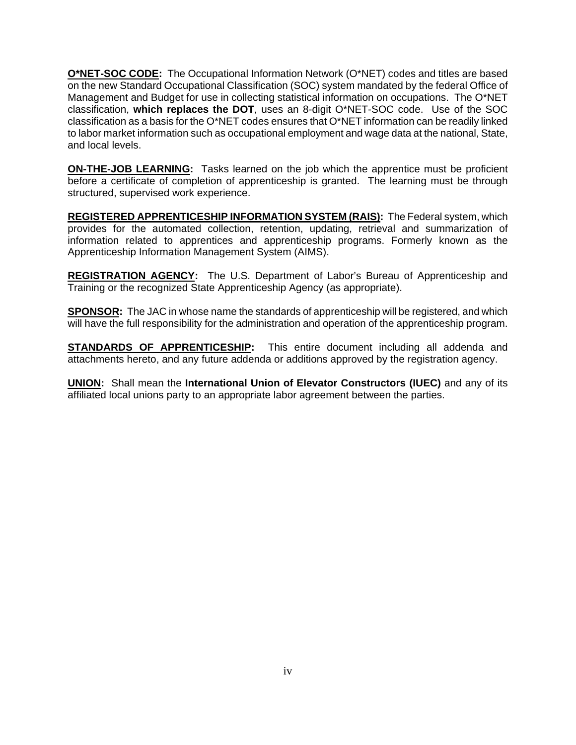**O*NET-SOC CODE:** The Occupational Information Network (O*NET) codes and titles are based on the new Standard Occupational Classification (SOC) system mandated by the federal Office of Management and Budget for use in collecting statistical information on occupations. The O*NET classification, **which replaces the DOT**, uses an 8-digit O*NET-SOC code. Use of the SOC classification as a basis for the O*NET codes ensures that O*NET information can be readily linked to labor market information such as occupational employment and wage data at the national, State, and local levels.

**ON-THE-JOB LEARNING:** Tasks learned on the job which the apprentice must be proficient before a certificate of completion of apprenticeship is granted. The learning must be through structured, supervised work experience.

**REGISTERED APPRENTICESHIP INFORMATION SYSTEM (RAIS):** The Federal system, which provides for the automated collection, retention, updating, retrieval and summarization of information related to apprentices and apprenticeship programs. Formerly known as the Apprenticeship Information Management System (AIMS).

**REGISTRATION AGENCY:** The U.S. Department of Labor's Bureau of Apprenticeship and Training or the recognized State Apprenticeship Agency (as appropriate).

**SPONSOR:** The JAC in whose name the standards of apprenticeship will be registered, and which will have the full responsibility for the administration and operation of the apprenticeship program.

**STANDARDS OF APPRENTICESHIP:** This entire document including all addenda and attachments hereto, and any future addenda or additions approved by the registration agency.

**UNION:** Shall mean the **International Union of Elevator Constructors (IUEC)** and any of its affiliated local unions party to an appropriate labor agreement between the parties.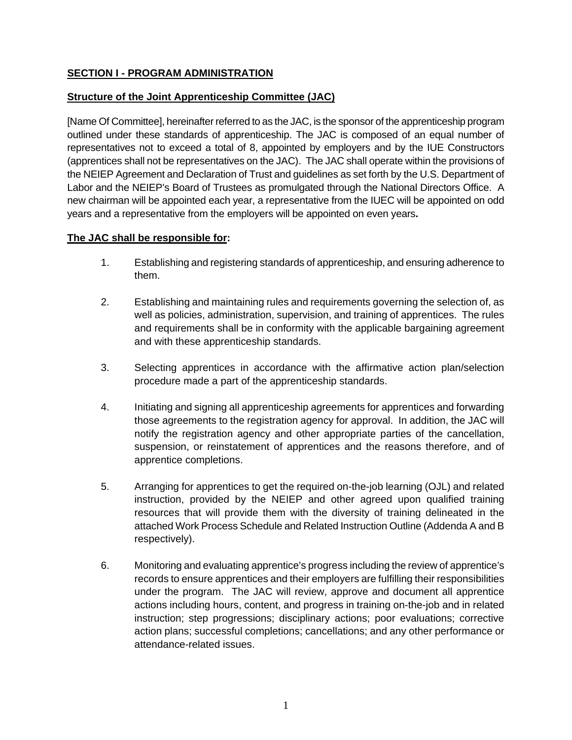## SECTION I - PROGRAM ADMINISTRATION

### Structure of the Joint Apprenticeship Committee (JAC)

[Name Of Committee], hereinafter referred to as the JAC, is the sponsor of the apprenticeship program outlined under these standards of apprenticeship. The JAC is composed of an equal number of representatives not to exceed a total of 8, appointed by employers and by the IUE Constructors (apprentices shall not be representatives on the JAC). The JAC shall operate within the provisions of the NEIEP Agreement and Declaration of Trust and guidelines as set forth by the U.S. Department of Labor and the NEIEP's Board of Trustees as promulgated through the National Directors Office. A new chairman will be appointed each year, a representative from the IUEC will be appointed on odd years and a representative from the employers will be appointed on even years**.**

### The JAC shall be responsible for:

1. Establishing and registering standards of apprenticeship, and ensuring adherence to them.

2. Establishing and maintaining rules and requirements governing the selection of, as well as policies, administration, supervision, and training of apprentices. The rules and requirements shall be in conformity with the applicable bargaining agreement and with these apprenticeship standards.

3. Selecting apprentices in accordance with the affirmative action plan/selection procedure made a part of the apprenticeship standards.

4. Initiating and signing all apprenticeship agreements for apprentices and forwarding those agreements to the registration agency for approval. In addition, the JAC will notify the registration agency and other appropriate parties of the cancellation, suspension, or reinstatement of apprentices and the reasons therefore, and of apprentice completions.

5. Arranging for apprentices to get the required on-the-job learning (OJL) and related instruction, provided by the NEIEP and other agreed upon qualified training resources that will provide them with the diversity of training delineated in the attached Work Process Schedule and Related Instruction Outline (Addenda A and B respectively).

6. Monitoring and evaluating apprentice's progress including the review of apprentice's records to ensure apprentices and their employers are fulfilling their responsibilities under the program. The JAC will review, approve and document all apprentice actions including hours, content, and progress in training on-the-job and in related instruction; step progressions; disciplinary actions; poor evaluations; corrective action plans; successful completions; cancellations; and any other performance or attendance-related issues.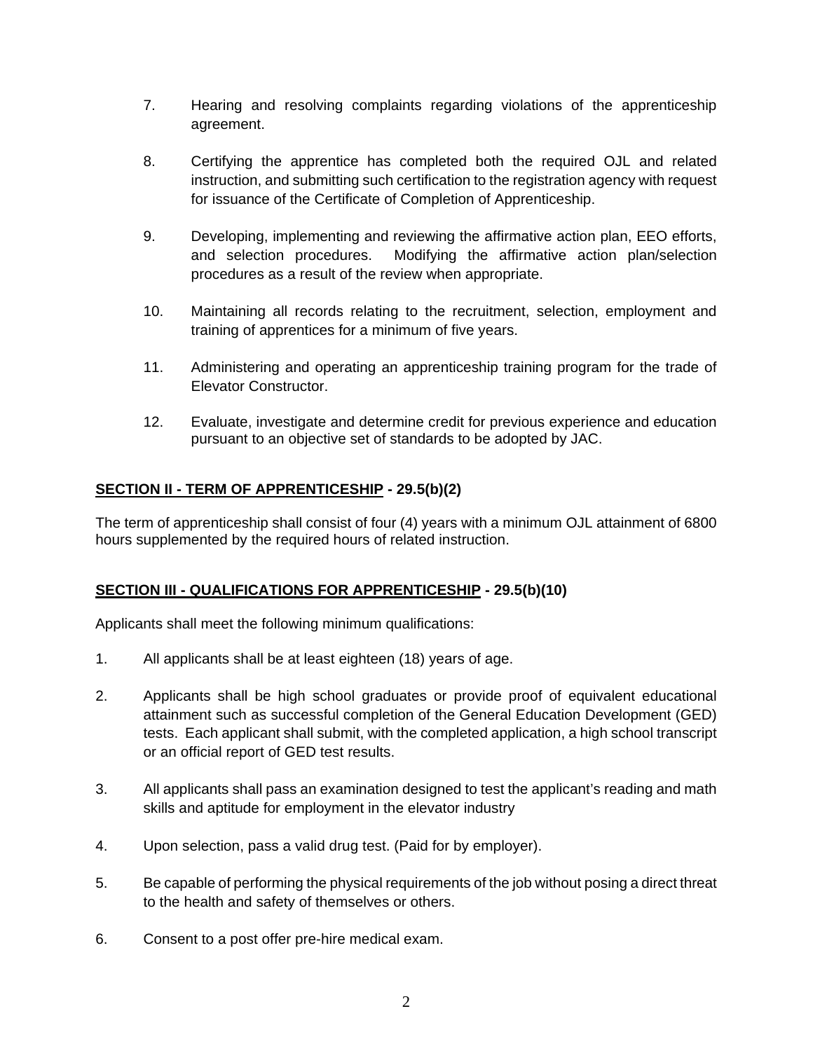7. Hearing and resolving complaints regarding violations of the apprenticeship agreement.

8. Certifying the apprentice has completed both the required OJL and related instruction, and submitting such certification to the registration agency with request for issuance of the Certificate of Completion of Apprenticeship.

9. Developing, implementing and reviewing the affirmative action plan, EEO efforts, and selection procedures. Modifying the affirmative action plan/selection procedures as a result of the review when appropriate.

10. Maintaining all records relating to the recruitment, selection, employment and training of apprentices for a minimum of five years.

11. Administering and operating an apprenticeship training program for the trade of Elevator Constructor.

12. Evaluate, investigate and determine credit for previous experience and education pursuant to an objective set of standards to be adopted by JAC.

## <u>SECTION II - TERM OF APPRENTICESHIP</u> - 29.5(b)(2)

The term of apprenticeship shall consist of four (4) years with a minimum OJL attainment of 6800 hours supplemented by the required hours of related instruction.

## <u>SECTION III - QUALIFICATIONS FOR APPRENTICESHIP</u> - 29.5(b)(10)

Applicants shall meet the following minimum qualifications:

1. All applicants shall be at least eighteen (18) years of age.

2. Applicants shall be high school graduates or provide proof of equivalent educational attainment such as successful completion of the General Education Development (GED) tests. Each applicant shall submit, with the completed application, a high school transcript or an official report of GED test results.

3. All applicants shall pass an examination designed to test the applicant's reading and math skills and aptitude for employment in the elevator industry

4. Upon selection, pass a valid drug test. (Paid for by employer).

5. Be capable of performing the physical requirements of the job without posing a direct threat to the health and safety of themselves or others.

6. Consent to a post offer pre-hire medical exam.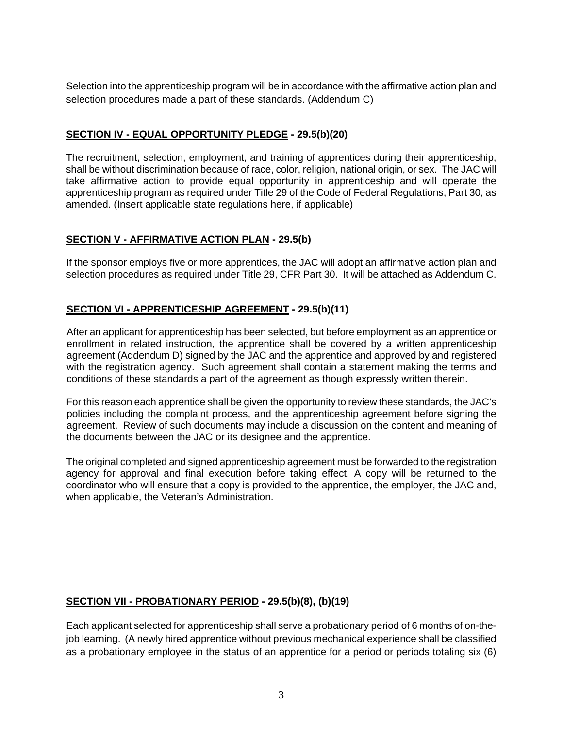Selection into the apprenticeship program will be in accordance with the affirmative action plan and selection procedures made a part of these standards. (Addendum C)

## SECTION IV - EQUAL OPPORTUNITY PLEDGE - 29.5(b)(20)

The recruitment, selection, employment, and training of apprentices during their apprenticeship, shall be without discrimination because of race, color, religion, national origin, or sex. The JAC will take affirmative action to provide equal opportunity in apprenticeship and will operate the apprenticeship program as required under Title 29 of the Code of Federal Regulations, Part 30, as amended. (Insert applicable state regulations here, if applicable)

## SECTION V - AFFIRMATIVE ACTION PLAN - 29.5(b)

If the sponsor employs five or more apprentices, the JAC will adopt an affirmative action plan and selection procedures as required under Title 29, CFR Part 30. It will be attached as Addendum C.

## SECTION VI - APPRENTICESHIP AGREEMENT - 29.5(b)(11)

After an applicant for apprenticeship has been selected, but before employment as an apprentice or enrollment in related instruction, the apprentice shall be covered by a written apprenticeship agreement (Addendum D) signed by the JAC and the apprentice and approved by and registered with the registration agency. Such agreement shall contain a statement making the terms and conditions of these standards a part of the agreement as though expressly written therein.

For this reason each apprentice shall be given the opportunity to review these standards, the JAC's policies including the complaint process, and the apprenticeship agreement before signing the agreement. Review of such documents may include a discussion on the content and meaning of the documents between the JAC or its designee and the apprentice.

The original completed and signed apprenticeship agreement must be forwarded to the registration agency for approval and final execution before taking effect. A copy will be returned to the coordinator who will ensure that a copy is provided to the apprentice, the employer, the JAC and, when applicable, the Veteran's Administration.

## SECTION VII - PROBATIONARY PERIOD - 29.5(b)(8), (b)(19)

Each applicant selected for apprenticeship shall serve a probationary period of 6 months of on-the-job learning. (A newly hired apprentice without previous mechanical experience shall be classified as a probationary employee in the status of an apprentice for a period or periods totaling six (6)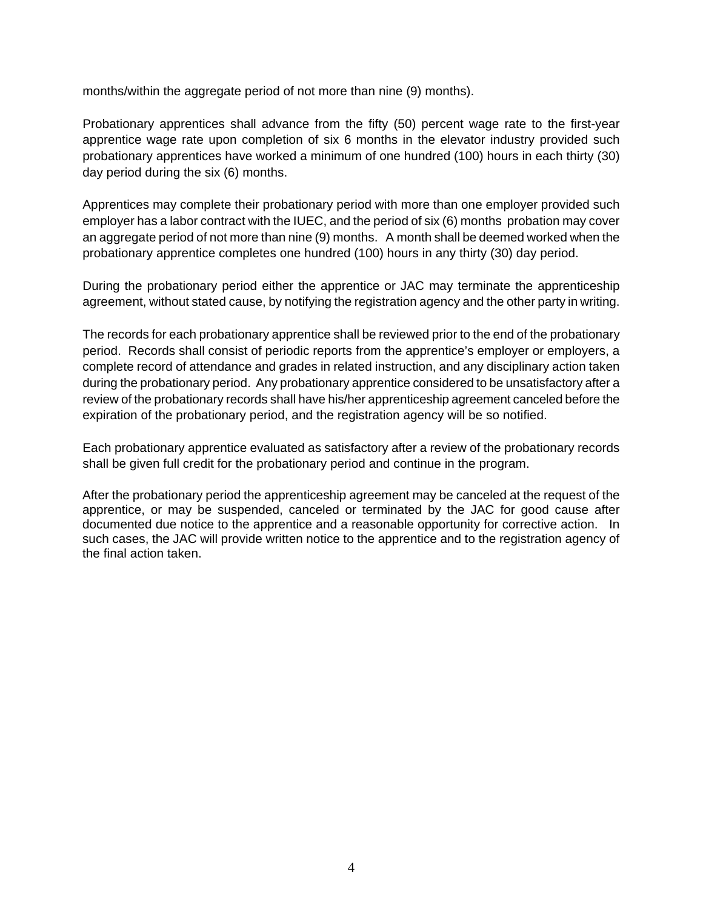months/within the aggregate period of not more than nine (9) months).

Probationary apprentices shall advance from the fifty (50) percent wage rate to the first-year apprentice wage rate upon completion of six 6 months in the elevator industry provided such probationary apprentices have worked a minimum of one hundred (100) hours in each thirty (30) day period during the six (6) months.

Apprentices may complete their probationary period with more than one employer provided such employer has a labor contract with the IUEC, and the period of six (6) months probation may cover an aggregate period of not more than nine (9) months. A month shall be deemed worked when the probationary apprentice completes one hundred (100) hours in any thirty (30) day period.

During the probationary period either the apprentice or JAC may terminate the apprenticeship agreement, without stated cause, by notifying the registration agency and the other party in writing.

The records for each probationary apprentice shall be reviewed prior to the end of the probationary period. Records shall consist of periodic reports from the apprentice's employer or employers, a complete record of attendance and grades in related instruction, and any disciplinary action taken during the probationary period. Any probationary apprentice considered to be unsatisfactory after a review of the probationary records shall have his/her apprenticeship agreement canceled before the expiration of the probationary period, and the registration agency will be so notified.

Each probationary apprentice evaluated as satisfactory after a review of the probationary records shall be given full credit for the probationary period and continue in the program.

After the probationary period the apprenticeship agreement may be canceled at the request of the apprentice, or may be suspended, canceled or terminated by the JAC for good cause after documented due notice to the apprentice and a reasonable opportunity for corrective action. In such cases, the JAC will provide written notice to the apprentice and to the registration agency of the final action taken.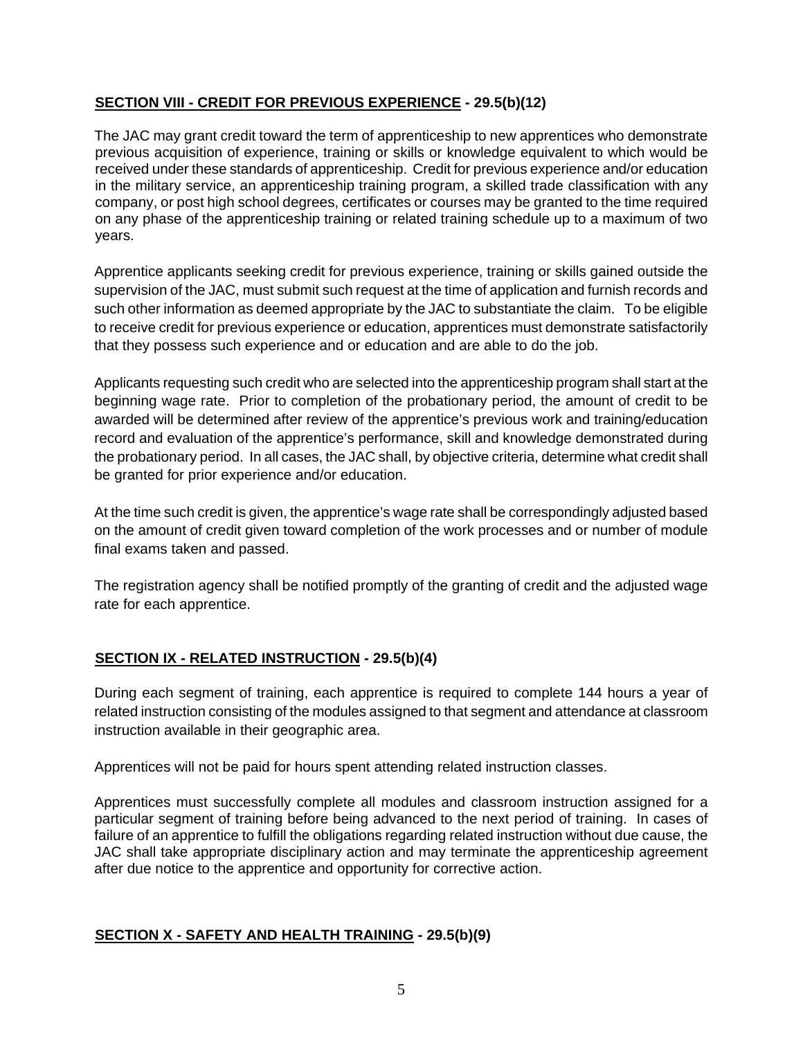## SECTION VIII - CREDIT FOR PREVIOUS EXPERIENCE - 29.5(b)(12)

The JAC may grant credit toward the term of apprenticeship to new apprentices who demonstrate previous acquisition of experience, training or skills or knowledge equivalent to which would be received under these standards of apprenticeship. Credit for previous experience and/or education in the military service, an apprenticeship training program, a skilled trade classification with any company, or post high school degrees, certificates or courses may be granted to the time required on any phase of the apprenticeship training or related training schedule up to a maximum of two years.

Apprentice applicants seeking credit for previous experience, training or skills gained outside the supervision of the JAC, must submit such request at the time of application and furnish records and such other information as deemed appropriate by the JAC to substantiate the claim. To be eligible to receive credit for previous experience or education, apprentices must demonstrate satisfactorily that they possess such experience and or education and are able to do the job.

Applicants requesting such credit who are selected into the apprenticeship program shall start at the beginning wage rate. Prior to completion of the probationary period, the amount of credit to be awarded will be determined after review of the apprentice's previous work and training/education record and evaluation of the apprentice's performance, skill and knowledge demonstrated during the probationary period. In all cases, the JAC shall, by objective criteria, determine what credit shall be granted for prior experience and/or education.

At the time such credit is given, the apprentice's wage rate shall be correspondingly adjusted based on the amount of credit given toward completion of the work processes and or number of module final exams taken and passed.

The registration agency shall be notified promptly of the granting of credit and the adjusted wage rate for each apprentice.

## SECTION IX - RELATED INSTRUCTION - 29.5(b)(4)

During each segment of training, each apprentice is required to complete 144 hours a year of related instruction consisting of the modules assigned to that segment and attendance at classroom instruction available in their geographic area.

Apprentices will not be paid for hours spent attending related instruction classes.

Apprentices must successfully complete all modules and classroom instruction assigned for a particular segment of training before being advanced to the next period of training. In cases of failure of an apprentice to fulfill the obligations regarding related instruction without due cause, the JAC shall take appropriate disciplinary action and may terminate the apprenticeship agreement after due notice to the apprentice and opportunity for corrective action.

## SECTION X - SAFETY AND HEALTH TRAINING - 29.5(b)(9)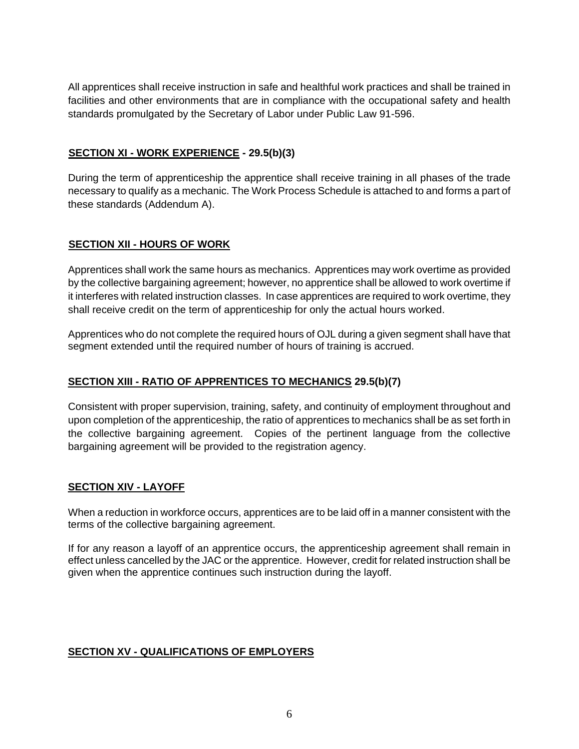All apprentices shall receive instruction in safe and healthful work practices and shall be trained in facilities and other environments that are in compliance with the occupational safety and health standards promulgated by the Secretary of Labor under Public Law 91-596.

## SECTION XI - WORK EXPERIENCE - 29.5(b)(3)

During the term of apprenticeship the apprentice shall receive training in all phases of the trade necessary to qualify as a mechanic. The Work Process Schedule is attached to and forms a part of these standards (Addendum A).

## SECTION XII - HOURS OF WORK

Apprentices shall work the same hours as mechanics. Apprentices may work overtime as provided by the collective bargaining agreement; however, no apprentice shall be allowed to work overtime if it interferes with related instruction classes. In case apprentices are required to work overtime, they shall receive credit on the term of apprenticeship for only the actual hours worked.

Apprentices who do not complete the required hours of OJL during a given segment shall have that segment extended until the required number of hours of training is accrued.

## SECTION XIII - RATIO OF APPRENTICES TO MECHANICS 29.5(b)(7)

Consistent with proper supervision, training, safety, and continuity of employment throughout and upon completion of the apprenticeship, the ratio of apprentices to mechanics shall be as set forth in the collective bargaining agreement. Copies of the pertinent language from the collective bargaining agreement will be provided to the registration agency.

## SECTION XIV - LAYOFF

When a reduction in workforce occurs, apprentices are to be laid off in a manner consistent with the terms of the collective bargaining agreement.

If for any reason a layoff of an apprentice occurs, the apprenticeship agreement shall remain in effect unless cancelled by the JAC or the apprentice. However, credit for related instruction shall be given when the apprentice continues such instruction during the layoff.

## SECTION XV - QUALIFICATIONS OF EMPLOYERS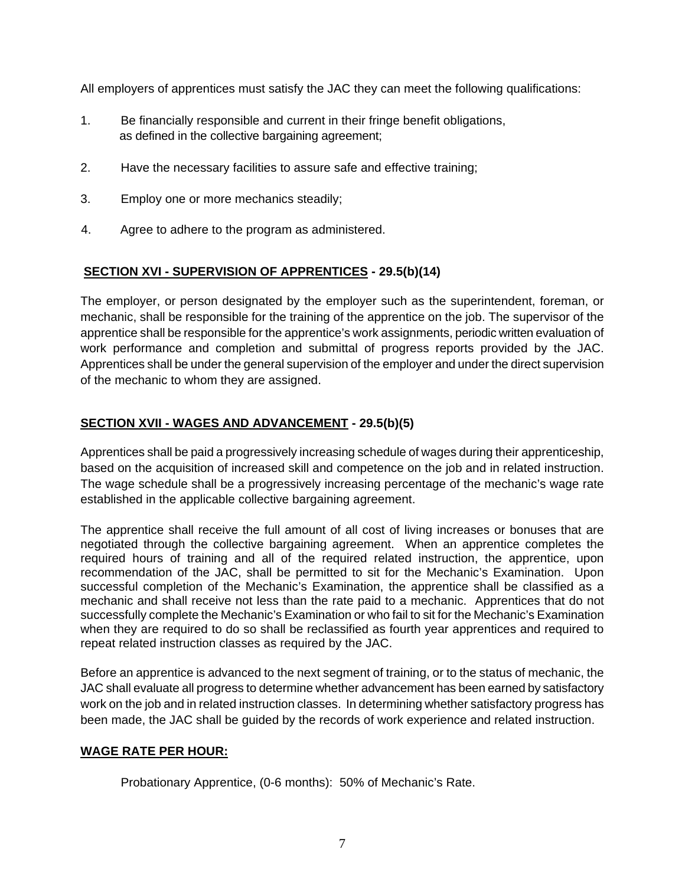All employers of apprentices must satisfy the JAC they can meet the following qualifications:

1. Be financially responsible and current in their fringe benefit obligations, as defined in the collective bargaining agreement;

2. Have the necessary facilities to assure safe and effective training;

3. Employ one or more mechanics steadily;

4. Agree to adhere to the program as administered.

**SECTION XVI - SUPERVISION OF APPRENTICES - 29.5(b)(14)**

The employer, or person designated by the employer such as the superintendent, foreman, or mechanic, shall be responsible for the training of the apprentice on the job. The supervisor of the apprentice shall be responsible for the apprentice's work assignments, periodic written evaluation of work performance and completion and submittal of progress reports provided by the JAC. Apprentices shall be under the general supervision of the employer and under the direct supervision of the mechanic to whom they are assigned.

**SECTION XVII - WAGES AND ADVANCEMENT - 29.5(b)(5)**

Apprentices shall be paid a progressively increasing schedule of wages during their apprenticeship, based on the acquisition of increased skill and competence on the job and in related instruction. The wage schedule shall be a progressively increasing percentage of the mechanic's wage rate established in the applicable collective bargaining agreement.

The apprentice shall receive the full amount of all cost of living increases or bonuses that are negotiated through the collective bargaining agreement. When an apprentice completes the required hours of training and all of the required related instruction, the apprentice, upon recommendation of the JAC, shall be permitted to sit for the Mechanic's Examination. Upon successful completion of the Mechanic's Examination, the apprentice shall be classified as a mechanic and shall receive not less than the rate paid to a mechanic. Apprentices that do not successfully complete the Mechanic's Examination or who fail to sit for the Mechanic's Examination when they are required to do so shall be reclassified as fourth year apprentices and required to repeat related instruction classes as required by the JAC.

Before an apprentice is advanced to the next segment of training, or to the status of mechanic, the JAC shall evaluate all progress to determine whether advancement has been earned by satisfactory work on the job and in related instruction classes. In determining whether satisfactory progress has been made, the JAC shall be guided by the records of work experience and related instruction.

**WAGE RATE PER HOUR:**

Probationary Apprentice, (0-6 months): 50% of Mechanic's Rate.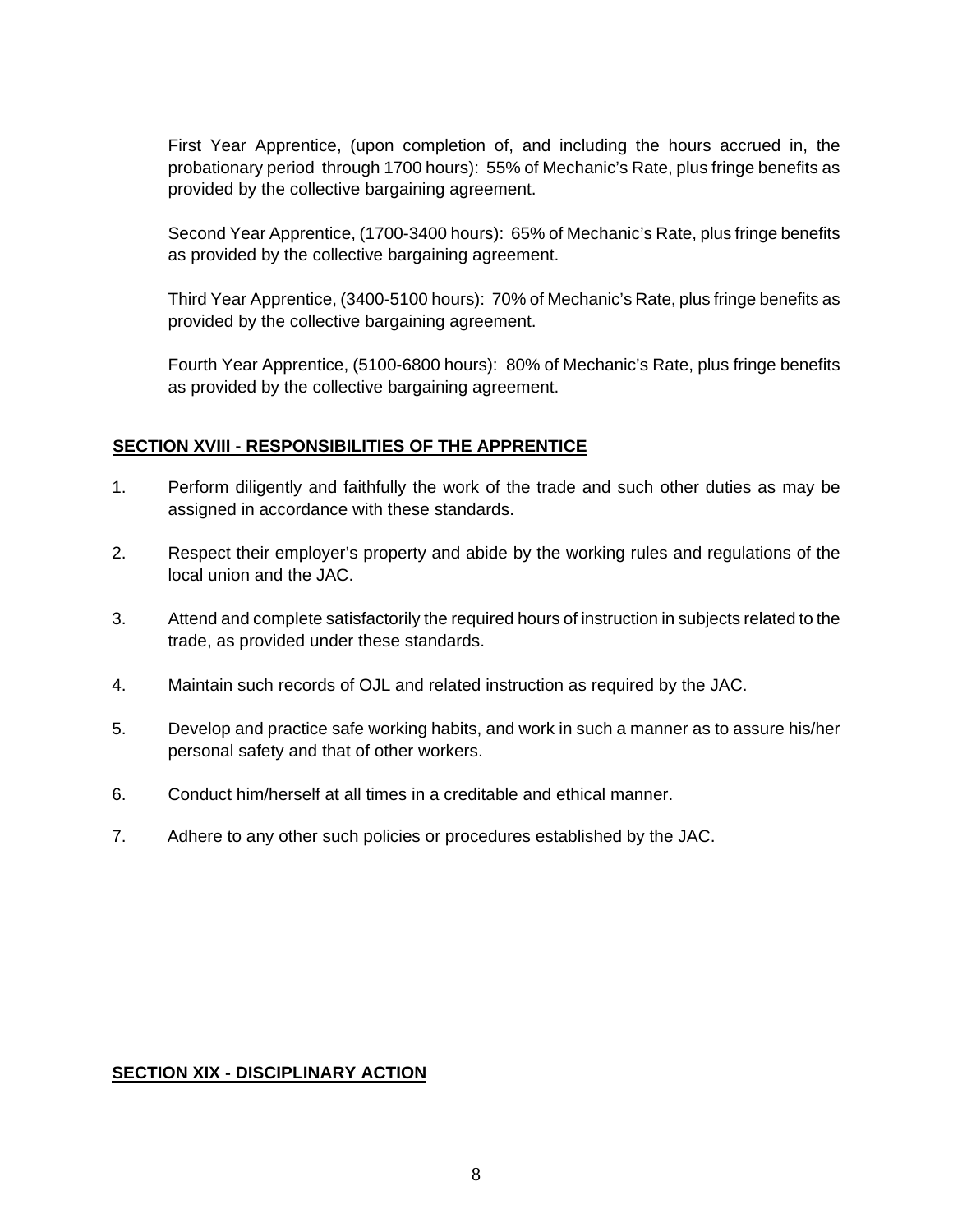First Year Apprentice, (upon completion of, and including the hours accrued in, the probationary period through 1700 hours): 55% of Mechanic's Rate, plus fringe benefits as provided by the collective bargaining agreement.

Second Year Apprentice, (1700-3400 hours): 65% of Mechanic's Rate, plus fringe benefits as provided by the collective bargaining agreement.

Third Year Apprentice, (3400-5100 hours): 70% of Mechanic's Rate, plus fringe benefits as provided by the collective bargaining agreement.

Fourth Year Apprentice, (5100-6800 hours): 80% of Mechanic's Rate, plus fringe benefits as provided by the collective bargaining agreement.

## SECTION XVIII - RESPONSIBILITIES OF THE APPRENTICE

1. Perform diligently and faithfully the work of the trade and such other duties as may be assigned in accordance with these standards.

2. Respect their employer's property and abide by the working rules and regulations of the local union and the JAC.

3. Attend and complete satisfactorily the required hours of instruction in subjects related to the trade, as provided under these standards.

4. Maintain such records of OJL and related instruction as required by the JAC.

5. Develop and practice safe working habits, and work in such a manner as to assure his/her personal safety and that of other workers.

6. Conduct him/herself at all times in a creditable and ethical manner.

7. Adhere to any other such policies or procedures established by the JAC.

## SECTION XIX - DISCIPLINARY ACTION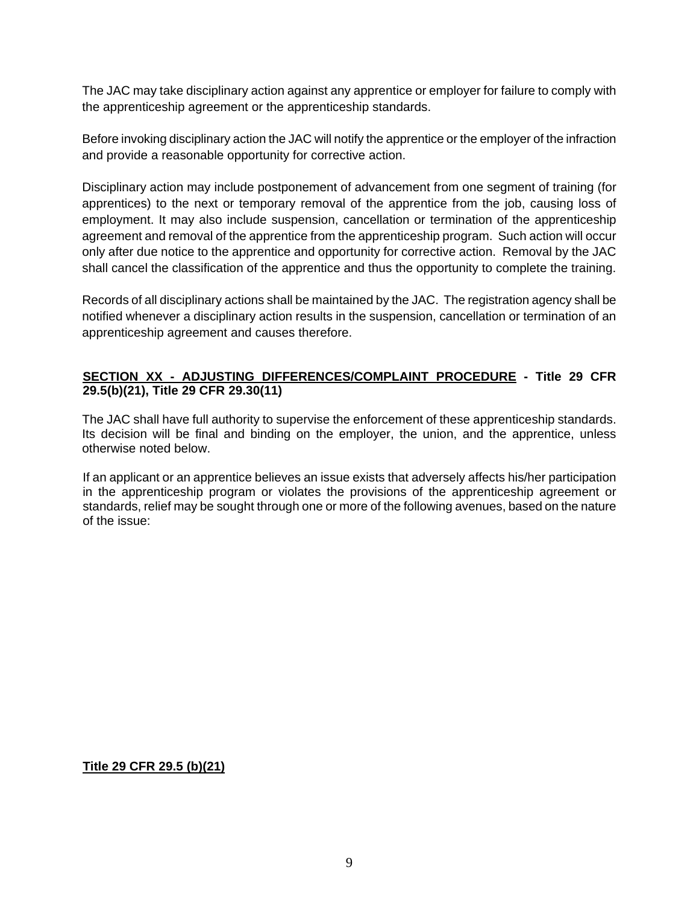The JAC may take disciplinary action against any apprentice or employer for failure to comply with the apprenticeship agreement or the apprenticeship standards.

Before invoking disciplinary action the JAC will notify the apprentice or the employer of the infraction and provide a reasonable opportunity for corrective action.

Disciplinary action may include postponement of advancement from one segment of training (for apprentices) to the next or temporary removal of the apprentice from the job, causing loss of employment. It may also include suspension, cancellation or termination of the apprenticeship agreement and removal of the apprentice from the apprenticeship program. Such action will occur only after due notice to the apprentice and opportunity for corrective action. Removal by the JAC shall cancel the classification of the apprentice and thus the opportunity to complete the training.

Records of all disciplinary actions shall be maintained by the JAC. The registration agency shall be notified whenever a disciplinary action results in the suspension, cancellation or termination of an apprenticeship agreement and causes therefore.

**<u>SECTION XX - ADJUSTING DIFFERENCES/COMPLAINT PROCEDURE</u> - Title 29 CFR 29.5(b)(21), Title 29 CFR 29.30(11)**

The JAC shall have full authority to supervise the enforcement of these apprenticeship standards. Its decision will be final and binding on the employer, the union, and the apprentice, unless otherwise noted below.

If an applicant or an apprentice believes an issue exists that adversely affects his/her participation in the apprenticeship program or violates the provisions of the apprenticeship agreement or standards, relief may be sought through one or more of the following avenues, based on the nature of the issue:

**<u>Title 29 CFR 29.5 (b)(21)</u>**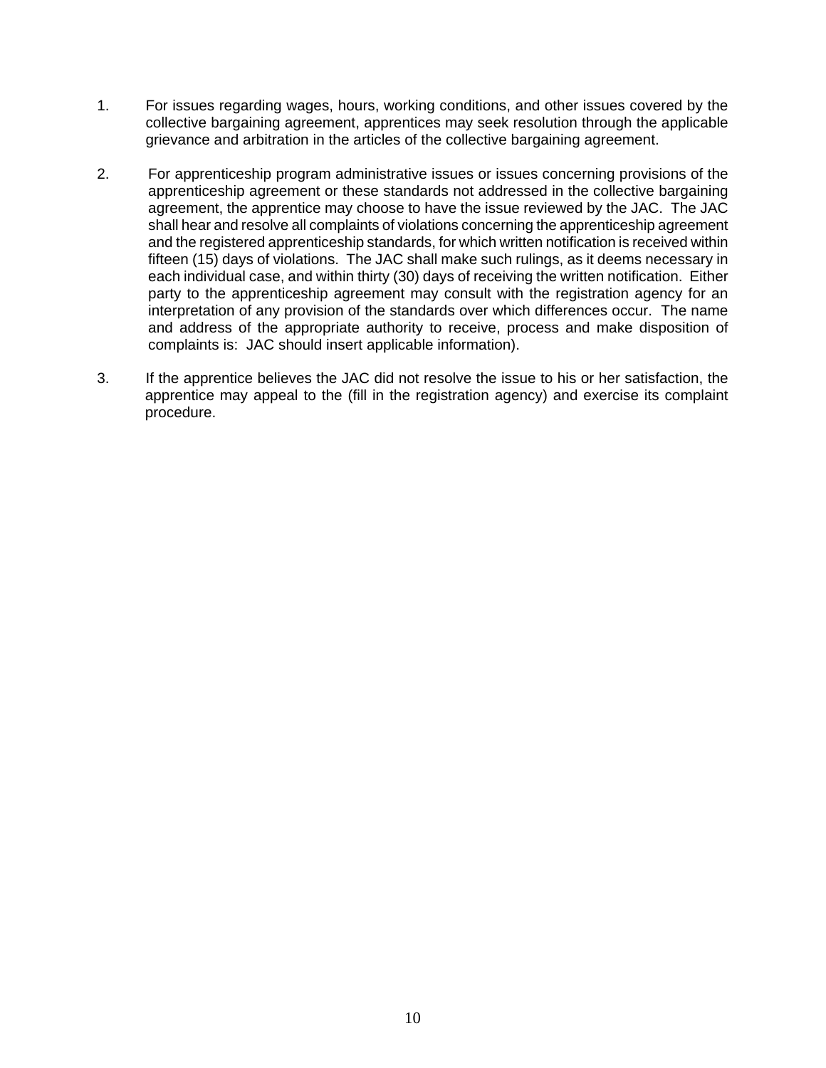1. For issues regarding wages, hours, working conditions, and other issues covered by the collective bargaining agreement, apprentices may seek resolution through the applicable grievance and arbitration in the articles of the collective bargaining agreement.

2. For apprenticeship program administrative issues or issues concerning provisions of the apprenticeship agreement or these standards not addressed in the collective bargaining agreement, the apprentice may choose to have the issue reviewed by the JAC. The JAC shall hear and resolve all complaints of violations concerning the apprenticeship agreement and the registered apprenticeship standards, for which written notification is received within fifteen (15) days of violations. The JAC shall make such rulings, as it deems necessary in each individual case, and within thirty (30) days of receiving the written notification. Either party to the apprenticeship agreement may consult with the registration agency for an interpretation of any provision of the standards over which differences occur. The name and address of the appropriate authority to receive, process and make disposition of complaints is: JAC should insert applicable information).

3. If the apprentice believes the JAC did not resolve the issue to his or her satisfaction, the apprentice may appeal to the (fill in the registration agency) and exercise its complaint procedure.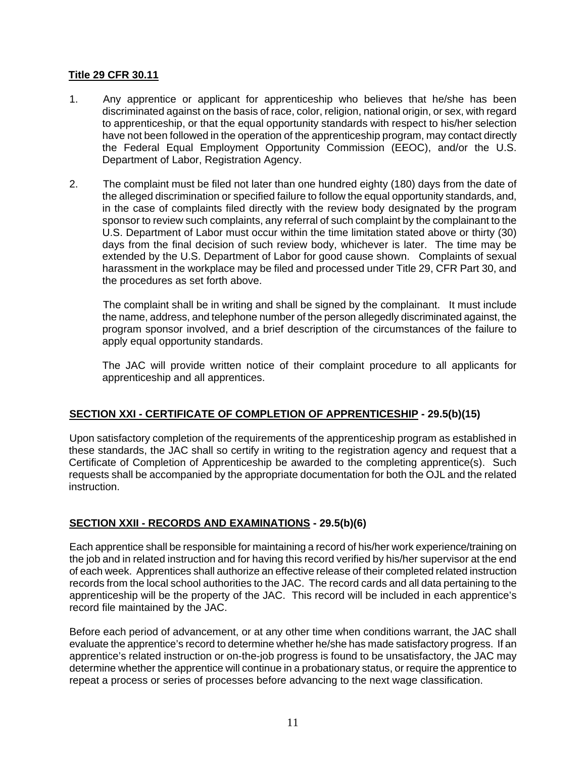**Title 29 CFR 30.11**

1. Any apprentice or applicant for apprenticeship who believes that he/she has been discriminated against on the basis of race, color, religion, national origin, or sex, with regard to apprenticeship, or that the equal opportunity standards with respect to his/her selection have not been followed in the operation of the apprenticeship program, may contact directly the Federal Equal Employment Opportunity Commission (EEOC), and/or the U.S. Department of Labor, Registration Agency.

2. The complaint must be filed not later than one hundred eighty (180) days from the date of the alleged discrimination or specified failure to follow the equal opportunity standards, and, in the case of complaints filed directly with the review body designated by the program sponsor to review such complaints, any referral of such complaint by the complainant to the U.S. Department of Labor must occur within the time limitation stated above or thirty (30) days from the final decision of such review body, whichever is later. The time may be extended by the U.S. Department of Labor for good cause shown. Complaints of sexual harassment in the workplace may be filed and processed under Title 29, CFR Part 30, and the procedures as set forth above.

   The complaint shall be in writing and shall be signed by the complainant. It must include the name, address, and telephone number of the person allegedly discriminated against, the program sponsor involved, and a brief description of the circumstances of the failure to apply equal opportunity standards.

   The JAC will provide written notice of their complaint procedure to all applicants for apprenticeship and all apprentices.

## SECTION XXI - CERTIFICATE OF COMPLETION OF APPRENTICESHIP - 29.5(b)(15)

Upon satisfactory completion of the requirements of the apprenticeship program as established in these standards, the JAC shall so certify in writing to the registration agency and request that a Certificate of Completion of Apprenticeship be awarded to the completing apprentice(s). Such requests shall be accompanied by the appropriate documentation for both the OJL and the related instruction.

## SECTION XXII - RECORDS AND EXAMINATIONS - 29.5(b)(6)

Each apprentice shall be responsible for maintaining a record of his/her work experience/training on the job and in related instruction and for having this record verified by his/her supervisor at the end of each week. Apprentices shall authorize an effective release of their completed related instruction records from the local school authorities to the JAC. The record cards and all data pertaining to the apprenticeship will be the property of the JAC. This record will be included in each apprentice's record file maintained by the JAC.

Before each period of advancement, or at any other time when conditions warrant, the JAC shall evaluate the apprentice's record to determine whether he/she has made satisfactory progress. If an apprentice's related instruction or on-the-job progress is found to be unsatisfactory, the JAC may determine whether the apprentice will continue in a probationary status, or require the apprentice to repeat a process or series of processes before advancing to the next wage classification.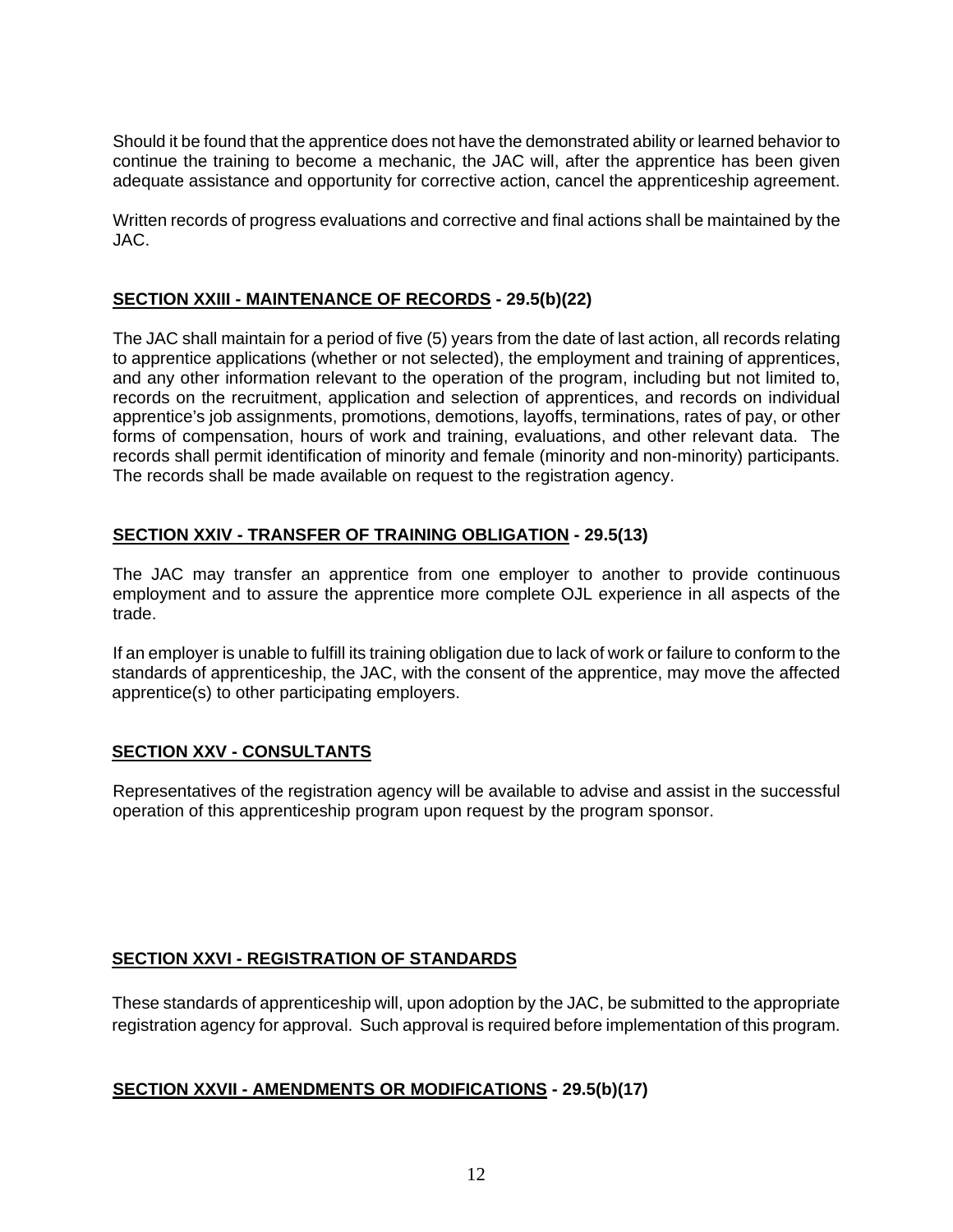Should it be found that the apprentice does not have the demonstrated ability or learned behavior to continue the training to become a mechanic, the JAC will, after the apprentice has been given adequate assistance and opportunity for corrective action, cancel the apprenticeship agreement.

Written records of progress evaluations and corrective and final actions shall be maintained by the JAC.

## SECTION XXIII - MAINTENANCE OF RECORDS - 29.5(b)(22)

The JAC shall maintain for a period of five (5) years from the date of last action, all records relating to apprentice applications (whether or not selected), the employment and training of apprentices, and any other information relevant to the operation of the program, including but not limited to, records on the recruitment, application and selection of apprentices, and records on individual apprentice's job assignments, promotions, demotions, layoffs, terminations, rates of pay, or other forms of compensation, hours of work and training, evaluations, and other relevant data. The records shall permit identification of minority and female (minority and non-minority) participants. The records shall be made available on request to the registration agency.

## SECTION XXIV - TRANSFER OF TRAINING OBLIGATION - 29.5(13)

The JAC may transfer an apprentice from one employer to another to provide continuous employment and to assure the apprentice more complete OJL experience in all aspects of the trade.

If an employer is unable to fulfill its training obligation due to lack of work or failure to conform to the standards of apprenticeship, the JAC, with the consent of the apprentice, may move the affected apprentice(s) to other participating employers.

## SECTION XXV - CONSULTANTS

Representatives of the registration agency will be available to advise and assist in the successful operation of this apprenticeship program upon request by the program sponsor.

## SECTION XXVI - REGISTRATION OF STANDARDS

These standards of apprenticeship will, upon adoption by the JAC, be submitted to the appropriate registration agency for approval. Such approval is required before implementation of this program.

## SECTION XXVII - AMENDMENTS OR MODIFICATIONS - 29.5(b)(17)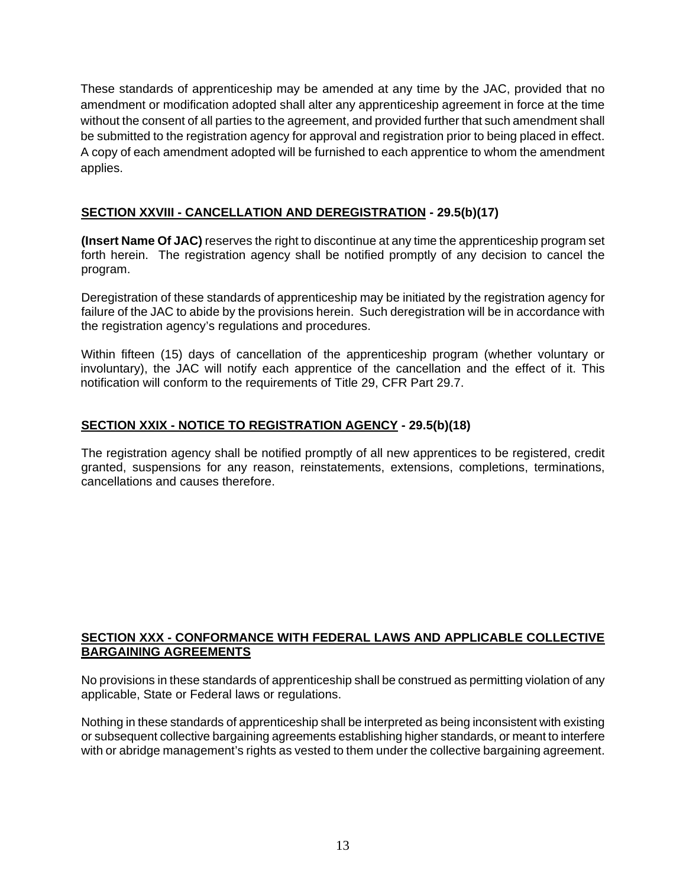These standards of apprenticeship may be amended at any time by the JAC, provided that no amendment or modification adopted shall alter any apprenticeship agreement in force at the time without the consent of all parties to the agreement, and provided further that such amendment shall be submitted to the registration agency for approval and registration prior to being placed in effect. A copy of each amendment adopted will be furnished to each apprentice to whom the amendment applies.

## SECTION XXVIII - CANCELLATION AND DEREGISTRATION - 29.5(b)(17)

**(Insert Name Of JAC)** reserves the right to discontinue at any time the apprenticeship program set forth herein. The registration agency shall be notified promptly of any decision to cancel the program.

Deregistration of these standards of apprenticeship may be initiated by the registration agency for failure of the JAC to abide by the provisions herein. Such deregistration will be in accordance with the registration agency's regulations and procedures.

Within fifteen (15) days of cancellation of the apprenticeship program (whether voluntary or involuntary), the JAC will notify each apprentice of the cancellation and the effect of it. This notification will conform to the requirements of Title 29, CFR Part 29.7.

## SECTION XXIX - NOTICE TO REGISTRATION AGENCY - 29.5(b)(18)

The registration agency shall be notified promptly of all new apprentices to be registered, credit granted, suspensions for any reason, reinstatements, extensions, completions, terminations, cancellations and causes therefore.

## SECTION XXX - CONFORMANCE WITH FEDERAL LAWS AND APPLICABLE COLLECTIVE BARGAINING AGREEMENTS

No provisions in these standards of apprenticeship shall be construed as permitting violation of any applicable, State or Federal laws or regulations.

Nothing in these standards of apprenticeship shall be interpreted as being inconsistent with existing or subsequent collective bargaining agreements establishing higher standards, or meant to interfere with or abridge management's rights as vested to them under the collective bargaining agreement.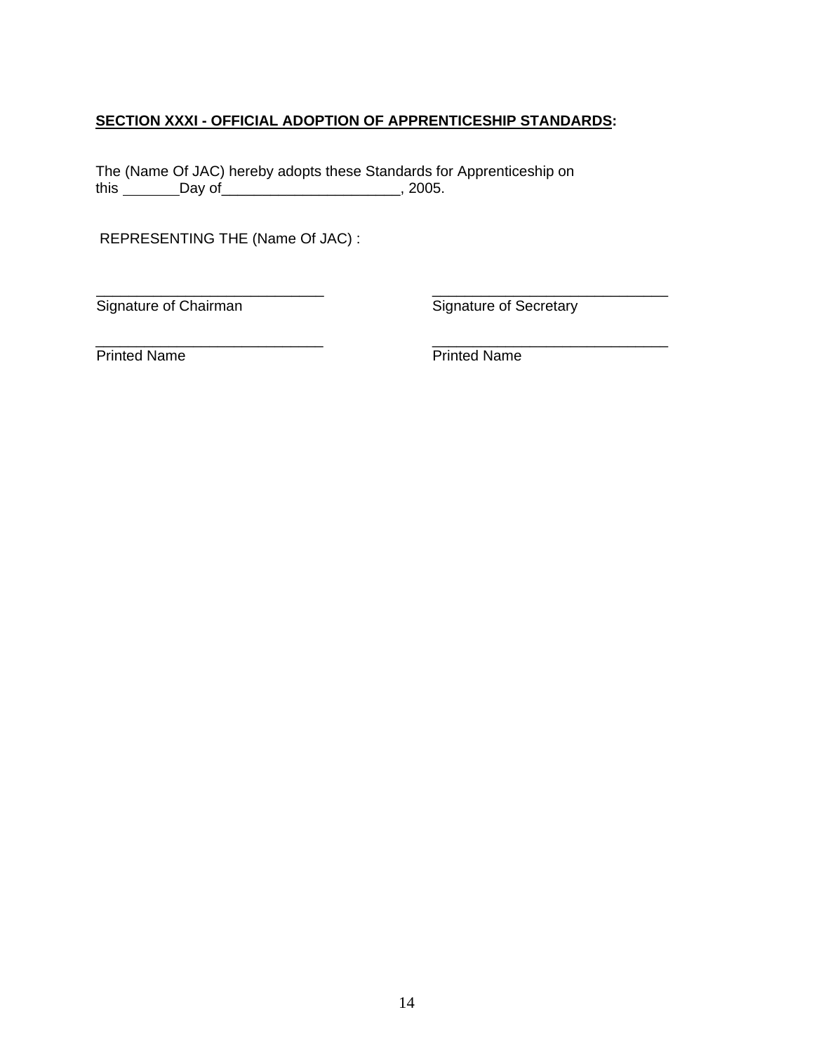**SECTION XXXI - OFFICIAL ADOPTION OF APPRENTICESHIP STANDARDS:**

The (Name Of JAC) hereby adopts these Standards for Apprenticeship on this _______Day of______________________, 2005.

REPRESENTING THE (Name Of JAC) :

| _____________________________ | _____________________________ |
|---|---|
| Signature of Chairman | Signature of Secretary |
| _____________________________ | _____________________________ |
| Printed Name | Printed Name |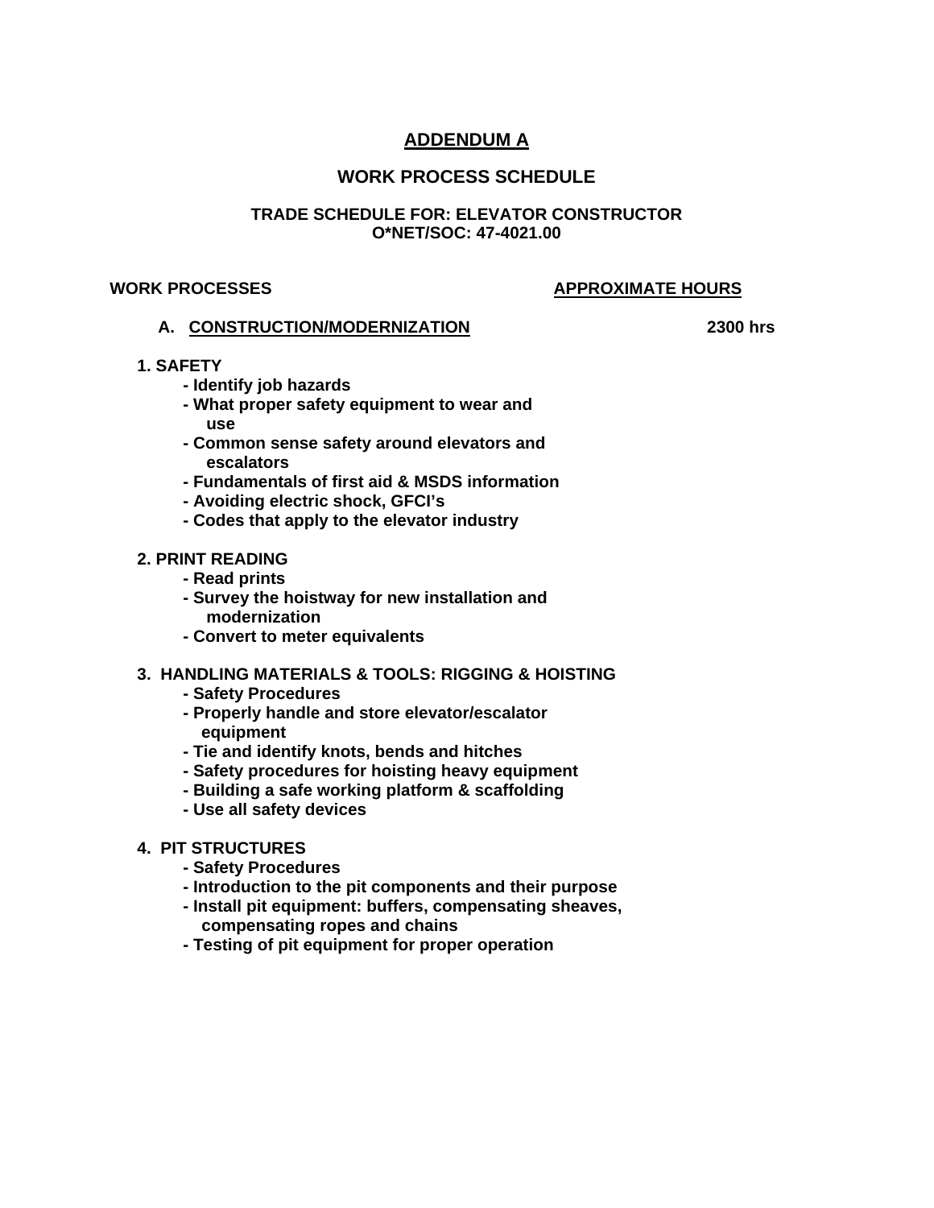# ADDENDUM A

## WORK PROCESS SCHEDULE

### TRADE SCHEDULE FOR: ELEVATOR CONSTRUCTOR
### O*NET/SOC: 47-4021.00

**WORK PROCESSES** **APPROXIMATE HOURS**

**A. CONSTRUCTION/MODERNIZATION** **2300 hrs**

**1. SAFETY**
- Identify job hazards
- What proper safety equipment to wear and use
- Common sense safety around elevators and escalators
- Fundamentals of first aid & MSDS information
- Avoiding electric shock, GFCI's
- Codes that apply to the elevator industry

**2. PRINT READING**
- Read prints
- Survey the hoistway for new installation and modernization
- Convert to meter equivalents

**3. HANDLING MATERIALS & TOOLS: RIGGING & HOISTING**
- Safety Procedures
- Properly handle and store elevator/escalator equipment
- Tie and identify knots, bends and hitches
- Safety procedures for hoisting heavy equipment
- Building a safe working platform & scaffolding
- Use all safety devices

**4. PIT STRUCTURES**
- Safety Procedures
- Introduction to the pit components and their purpose
- Install pit equipment: buffers, compensating sheaves, compensating ropes and chains
- Testing of pit equipment for proper operation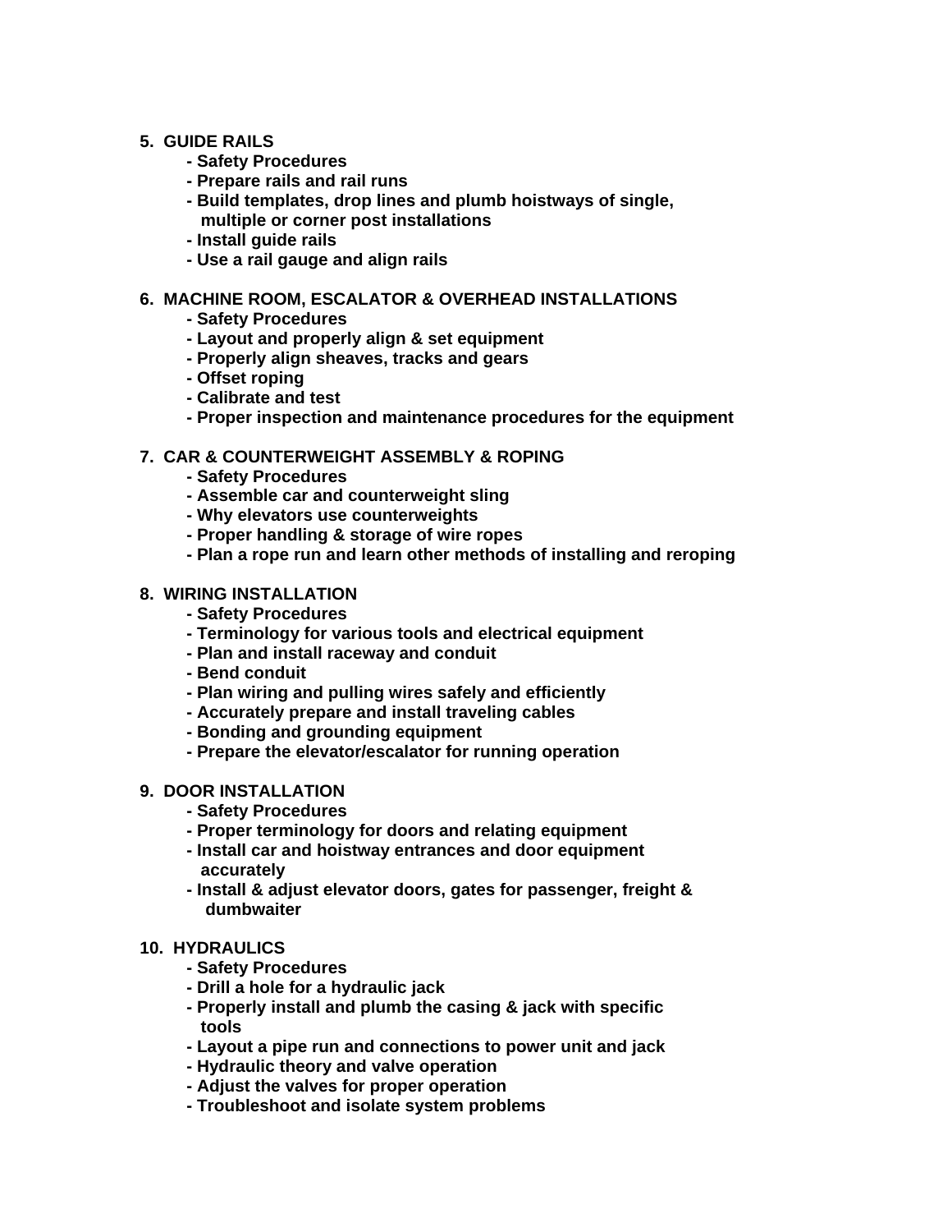**5. GUIDE RAILS**

- **Safety Procedures**
- **Prepare rails and rail runs**
- **Build templates, drop lines and plumb hoistways of single, multiple or corner post installations**
- **Install guide rails**
- **Use a rail gauge and align rails**

**6. MACHINE ROOM, ESCALATOR & OVERHEAD INSTALLATIONS**

- **Safety Procedures**
- **Layout and properly align & set equipment**
- **Properly align sheaves, tracks and gears**
- **Offset roping**
- **Calibrate and test**
- **Proper inspection and maintenance procedures for the equipment**

**7. CAR & COUNTERWEIGHT ASSEMBLY & ROPING**

- **Safety Procedures**
- **Assemble car and counterweight sling**
- **Why elevators use counterweights**
- **Proper handling & storage of wire ropes**
- **Plan a rope run and learn other methods of installing and reroping**

**8. WIRING INSTALLATION**

- **Safety Procedures**
- **Terminology for various tools and electrical equipment**
- **Plan and install raceway and conduit**
- **Bend conduit**
- **Plan wiring and pulling wires safely and efficiently**
- **Accurately prepare and install traveling cables**
- **Bonding and grounding equipment**
- **Prepare the elevator/escalator for running operation**

**9. DOOR INSTALLATION**

- **Safety Procedures**
- **Proper terminology for doors and relating equipment**
- **Install car and hoistway entrances and door equipment accurately**
- **Install & adjust elevator doors, gates for passenger, freight & dumbwaiter**

**10. HYDRAULICS**

- **Safety Procedures**
- **Drill a hole for a hydraulic jack**
- **Properly install and plumb the casing & jack with specific tools**
- **Layout a pipe run and connections to power unit and jack**
- **Hydraulic theory and valve operation**
- **Adjust the valves for proper operation**
- **Troubleshoot and isolate system problems**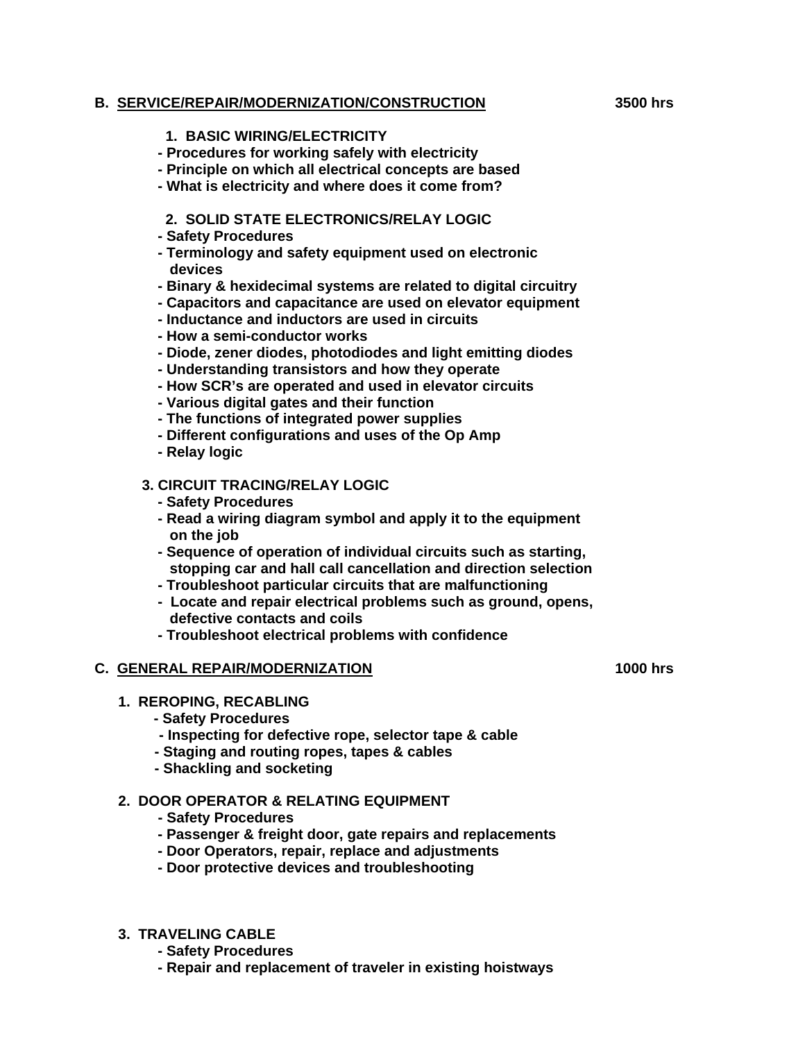## B. SERVICE/REPAIR/MODERNIZATION/CONSTRUCTION 3500 hrs

### 1. BASIC WIRING/ELECTRICITY

- Procedures for working safely with electricity
- Principle on which all electrical concepts are based
- What is electricity and where does it come from?

### 2. SOLID STATE ELECTRONICS/RELAY LOGIC

- Safety Procedures
- Terminology and safety equipment used on electronic devices
- Binary & hexidecimal systems are related to digital circuitry
- Capacitors and capacitance are used on elevator equipment
- Inductance and inductors are used in circuits
- How a semi-conductor works
- Diode, zener diodes, photodiodes and light emitting diodes
- Understanding transistors and how they operate
- How SCR's are operated and used in elevator circuits
- Various digital gates and their function
- The functions of integrated power supplies
- Different configurations and uses of the Op Amp
- Relay logic

### 3. CIRCUIT TRACING/RELAY LOGIC

- Safety Procedures
- Read a wiring diagram symbol and apply it to the equipment on the job
- Sequence of operation of individual circuits such as starting, stopping car and hall call cancellation and direction selection
- Troubleshoot particular circuits that are malfunctioning
- Locate and repair electrical problems such as ground, opens, defective contacts and coils
- Troubleshoot electrical problems with confidence

## C. GENERAL REPAIR/MODERNIZATION 1000 hrs

### 1. REROPING, RECABLING

- Safety Procedures
- Inspecting for defective rope, selector tape & cable
- Staging and routing ropes, tapes & cables
- Shackling and socketing

### 2. DOOR OPERATOR & RELATING EQUIPMENT

- Safety Procedures
- Passenger & freight door, gate repairs and replacements
- Door Operators, repair, replace and adjustments
- Door protective devices and troubleshooting

### 3. TRAVELING CABLE

- Safety Procedures
- Repair and replacement of traveler in existing hoistways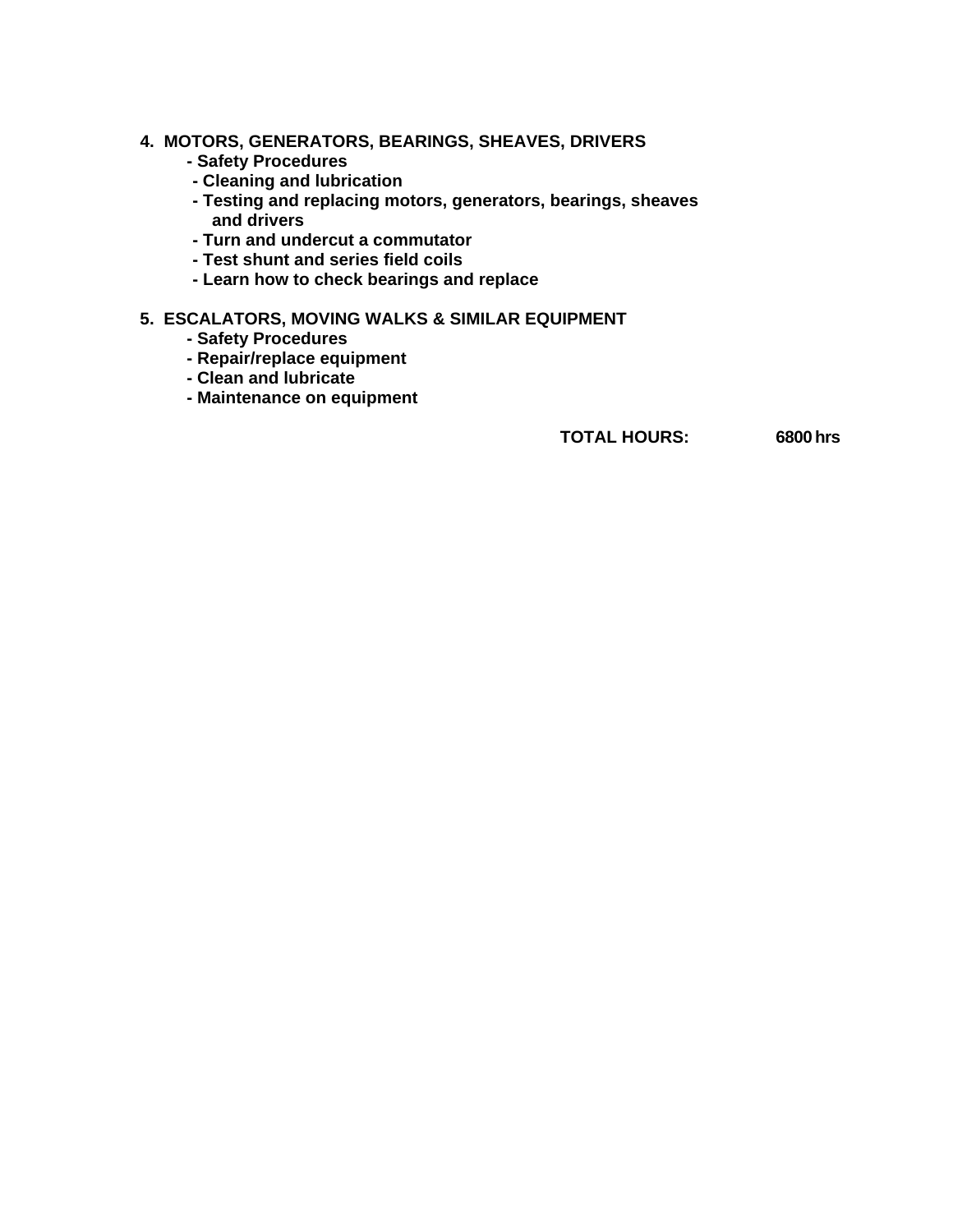**4. MOTORS, GENERATORS, BEARINGS, SHEAVES, DRIVERS**

- **Safety Procedures**
- **Cleaning and lubrication**
- **Testing and replacing motors, generators, bearings, sheaves and drivers**
- **Turn and undercut a commutator**
- **Test shunt and series field coils**
- **Learn how to check bearings and replace**

**5. ESCALATORS, MOVING WALKS & SIMILAR EQUIPMENT**

- **Safety Procedures**
- **Repair/replace equipment**
- **Clean and lubricate**
- **Maintenance on equipment**

**TOTAL HOURS: 6800 hrs**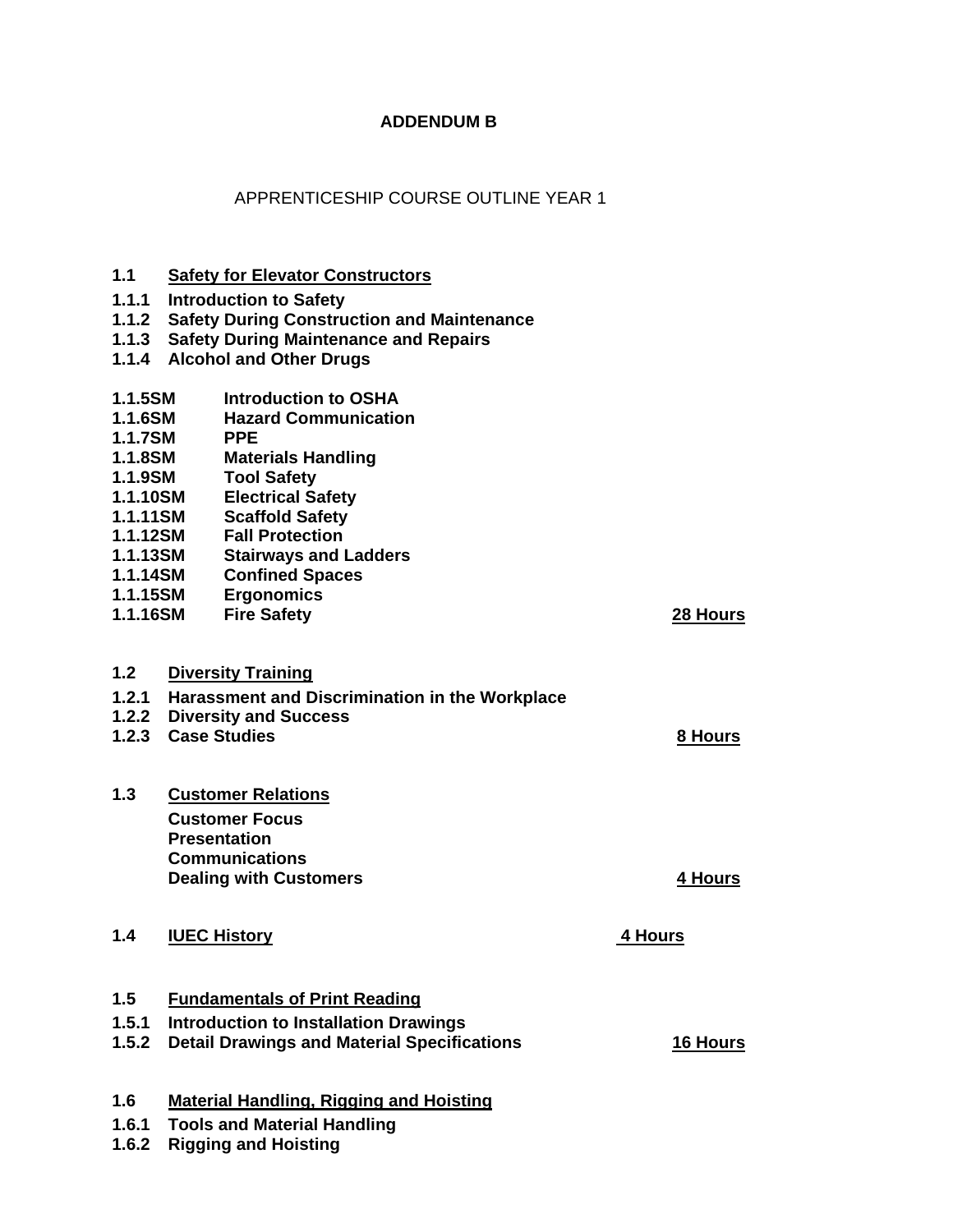**ADDENDUM B**

APPRENTICESHIP COURSE OUTLINE YEAR 1

**1.1 Safety for Elevator Constructors**

**1.1.1 Introduction to Safety**
**1.1.2 Safety During Construction and Maintenance**
**1.1.3 Safety During Maintenance and Repairs**
**1.1.4 Alcohol and Other Drugs**

**1.1.5SM Introduction to OSHA**
**1.1.6SM Hazard Communication**
**1.1.7SM PPE**
**1.1.8SM Materials Handling**
**1.1.9SM Tool Safety**
**1.1.10SM Electrical Safety**
**1.1.11SM Scaffold Safety**
**1.1.12SM Fall Protection**
**1.1.13SM Stairways and Ladders**
**1.1.14SM Confined Spaces**
**1.1.15SM Ergonomics**
**1.1.16SM Fire Safety** **28 Hours**

**1.2 Diversity Training**

**1.2.1 Harassment and Discrimination in the Workplace**
**1.2.2 Diversity and Success**
**1.2.3 Case Studies** **8 Hours**

**1.3 Customer Relations**

**Customer Focus**
**Presentation**
**Communications**
**Dealing with Customers** **4 Hours**

**1.4 IUEC History** **4 Hours**

**1.5 Fundamentals of Print Reading**

**1.5.1 Introduction to Installation Drawings**
**1.5.2 Detail Drawings and Material Specifications** **16 Hours**

**1.6 Material Handling, Rigging and Hoisting**

**1.6.1 Tools and Material Handling**
**1.6.2 Rigging and Hoisting**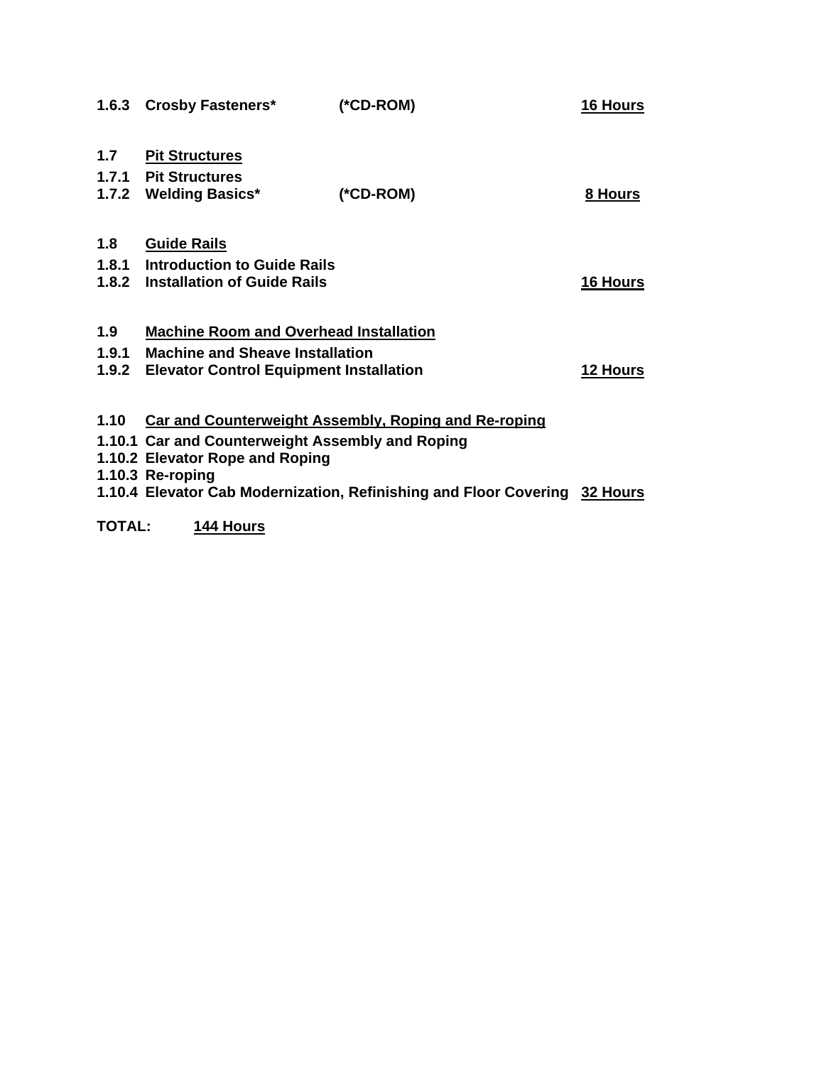**1.6.3 Crosby Fasteners\* (\*CD-ROM) <u>16 Hours</u>**

**1.7 <u>Pit Structures</u>**

**1.7.1 Pit Structures**
**1.7.2 Welding Basics\* (\*CD-ROM) <u>8 Hours</u>**

**1.8 <u>Guide Rails</u>**

**1.8.1 Introduction to Guide Rails**
**1.8.2 Installation of Guide Rails <u>16 Hours</u>**

**1.9 <u>Machine Room and Overhead Installation</u>**

**1.9.1 Machine and Sheave Installation**
**1.9.2 Elevator Control Equipment Installation <u>12 Hours</u>**

**1.10 <u>Car and Counterweight Assembly, Roping and Re-roping</u>**

**1.10.1 Car and Counterweight Assembly and Roping**
**1.10.2 Elevator Rope and Roping**
**1.10.3 Re-roping**
**1.10.4 Elevator Cab Modernization, Refinishing and Floor Covering <u>32 Hours</u>**

**TOTAL: <u>144 Hours</u>**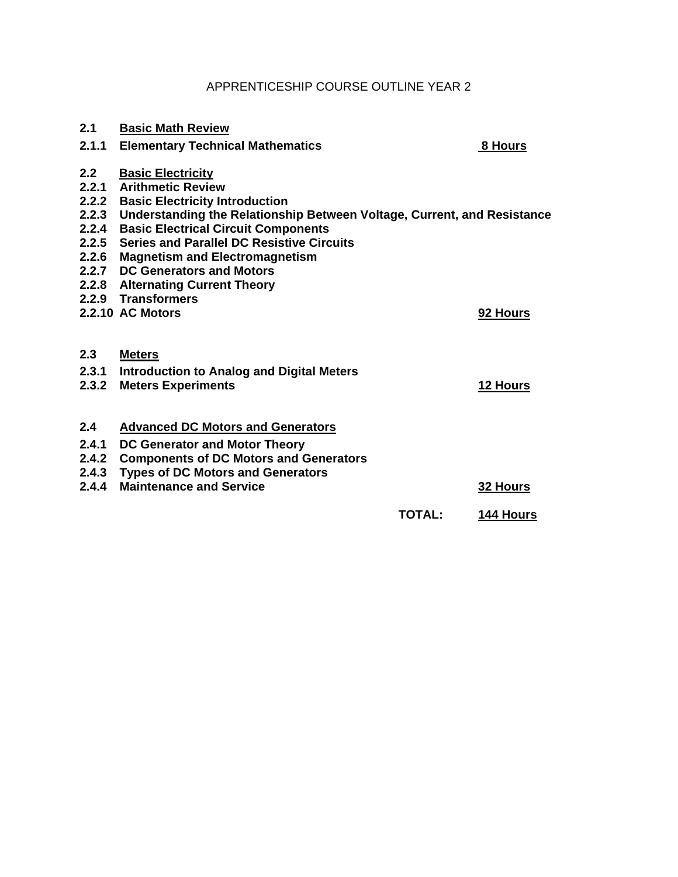# APPRENTICESHIP COURSE OUTLINE YEAR 2

**2.1 <u>Basic Math Review</u>**

**2.1.1 Elementary Technical Mathematics** — **<u>8 Hours</u>**

**2.2 <u>Basic Electricity</u>**

**2.2.1 Arithmetic Review**
**2.2.2 Basic Electricity Introduction**
**2.2.3 Understanding the Relationship Between Voltage, Current, and Resistance**
**2.2.4 Basic Electrical Circuit Components**
**2.2.5 Series and Parallel DC Resistive Circuits**
**2.2.6 Magnetism and Electromagnetism**
**2.2.7 DC Generators and Motors**
**2.2.8 Alternating Current Theory**
**2.2.9 Transformers**
**2.2.10 AC Motors** — **<u>92 Hours</u>**

**2.3 <u>Meters</u>**

**2.3.1 Introduction to Analog and Digital Meters**
**2.3.2 Meters Experiments** — **<u>12 Hours</u>**

**2.4 <u>Advanced DC Motors and Generators</u>**

**2.4.1 DC Generator and Motor Theory**
**2.4.2 Components of DC Motors and Generators**
**2.4.3 Types of DC Motors and Generators**
**2.4.4 Maintenance and Service** — **<u>32 Hours</u>**

**TOTAL: <u>144 Hours</u>**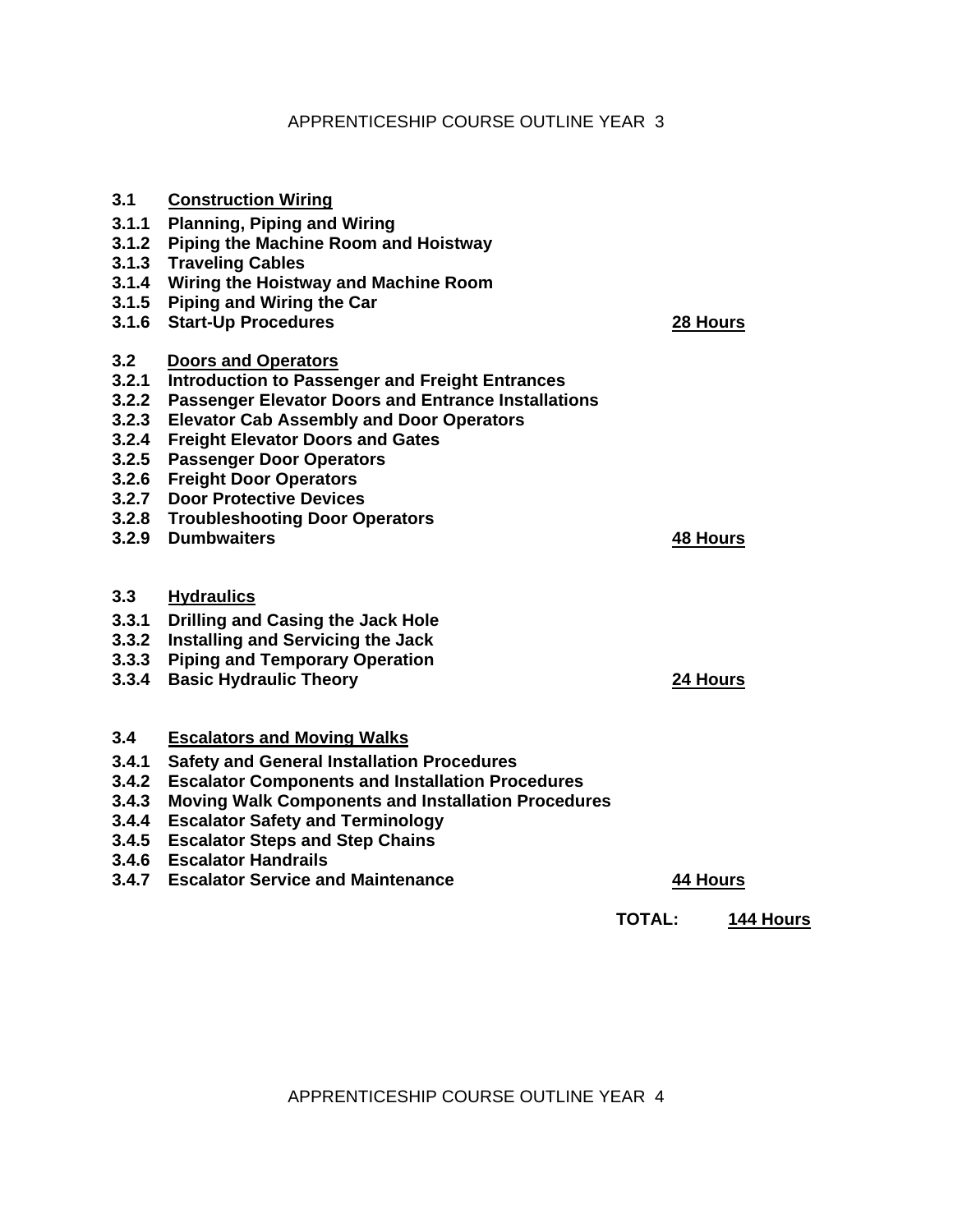# APPRENTICESHIP COURSE OUTLINE YEAR 3

**3.1 <u>Construction Wiring</u>**

**3.1.1 Planning, Piping and Wiring**
**3.1.2 Piping the Machine Room and Hoistway**
**3.1.3 Traveling Cables**
**3.1.4 Wiring the Hoistway and Machine Room**
**3.1.5 Piping and Wiring the Car**
**3.1.6 Start-Up Procedures** — **<u>28 Hours</u>**

**3.2 <u>Doors and Operators</u>**

**3.2.1 Introduction to Passenger and Freight Entrances**
**3.2.2 Passenger Elevator Doors and Entrance Installations**
**3.2.3 Elevator Cab Assembly and Door Operators**
**3.2.4 Freight Elevator Doors and Gates**
**3.2.5 Passenger Door Operators**
**3.2.6 Freight Door Operators**
**3.2.7 Door Protective Devices**
**3.2.8 Troubleshooting Door Operators**
**3.2.9 Dumbwaiters** — **<u>48 Hours</u>**

**3.3 <u>Hydraulics</u>**

**3.3.1 Drilling and Casing the Jack Hole**
**3.3.2 Installing and Servicing the Jack**
**3.3.3 Piping and Temporary Operation**
**3.3.4 Basic Hydraulic Theory** — **<u>24 Hours</u>**

**3.4 <u>Escalators and Moving Walks</u>**

**3.4.1 Safety and General Installation Procedures**
**3.4.2 Escalator Components and Installation Procedures**
**3.4.3 Moving Walk Components and Installation Procedures**
**3.4.4 Escalator Safety and Terminology**
**3.4.5 Escalator Steps and Step Chains**
**3.4.6 Escalator Handrails**
**3.4.7 Escalator Service and Maintenance** — **<u>44 Hours</u>**

**TOTAL: <u>144 Hours</u>**

# APPRENTICESHIP COURSE OUTLINE YEAR 4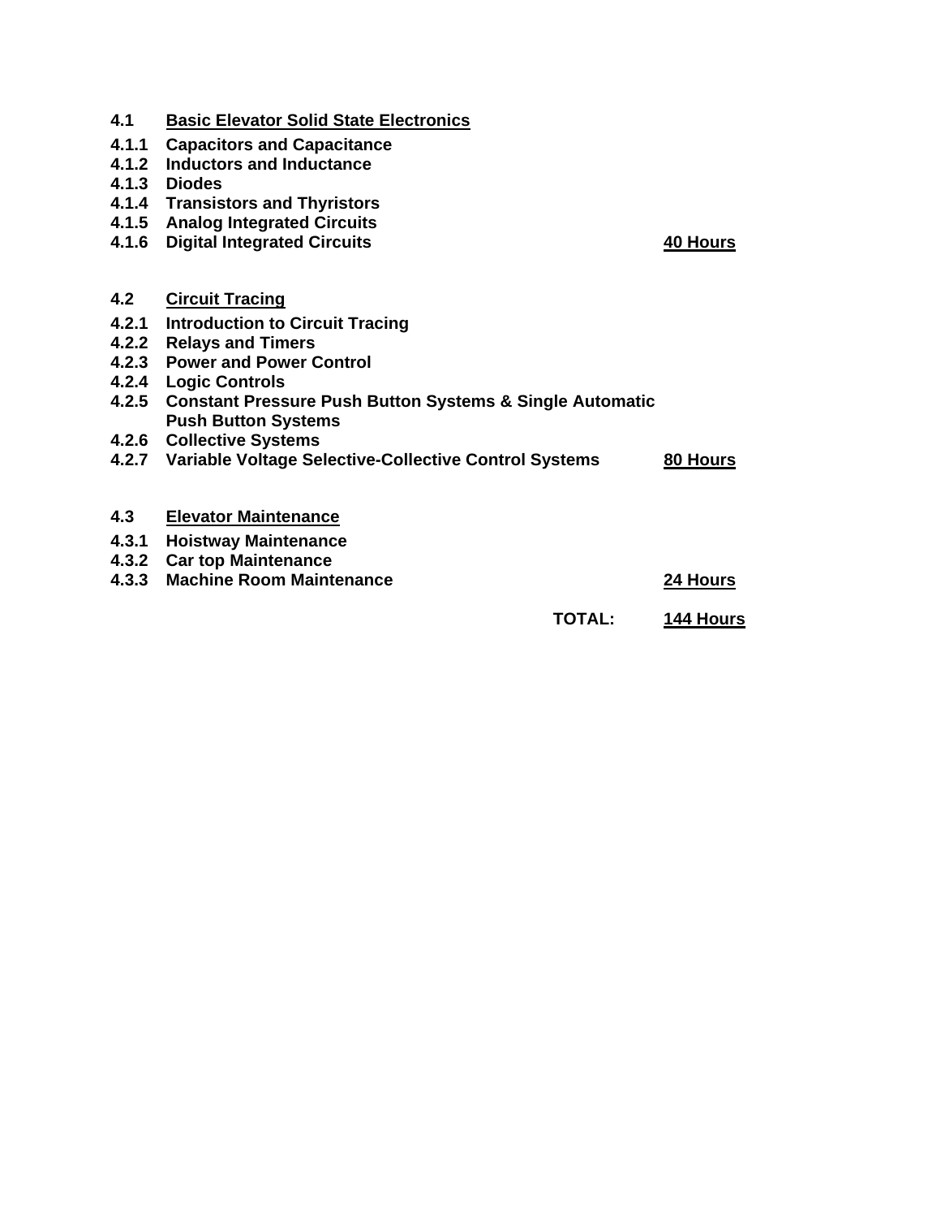**4.1 Basic Elevator Solid State Electronics**

**4.1.1 Capacitors and Capacitance**
**4.1.2 Inductors and Inductance**
**4.1.3 Diodes**
**4.1.4 Transistors and Thyristors**
**4.1.5 Analog Integrated Circuits**
**4.1.6 Digital Integrated Circuits** — **40 Hours**

**4.2 Circuit Tracing**

**4.2.1 Introduction to Circuit Tracing**
**4.2.2 Relays and Timers**
**4.2.3 Power and Power Control**
**4.2.4 Logic Controls**
**4.2.5 Constant Pressure Push Button Systems & Single Automatic Push Button Systems**
**4.2.6 Collective Systems**
**4.2.7 Variable Voltage Selective-Collective Control Systems** — **80 Hours**

**4.3 Elevator Maintenance**

**4.3.1 Hoistway Maintenance**
**4.3.2 Car top Maintenance**
**4.3.3 Machine Room Maintenance** — **24 Hours**

**TOTAL: 144 Hours**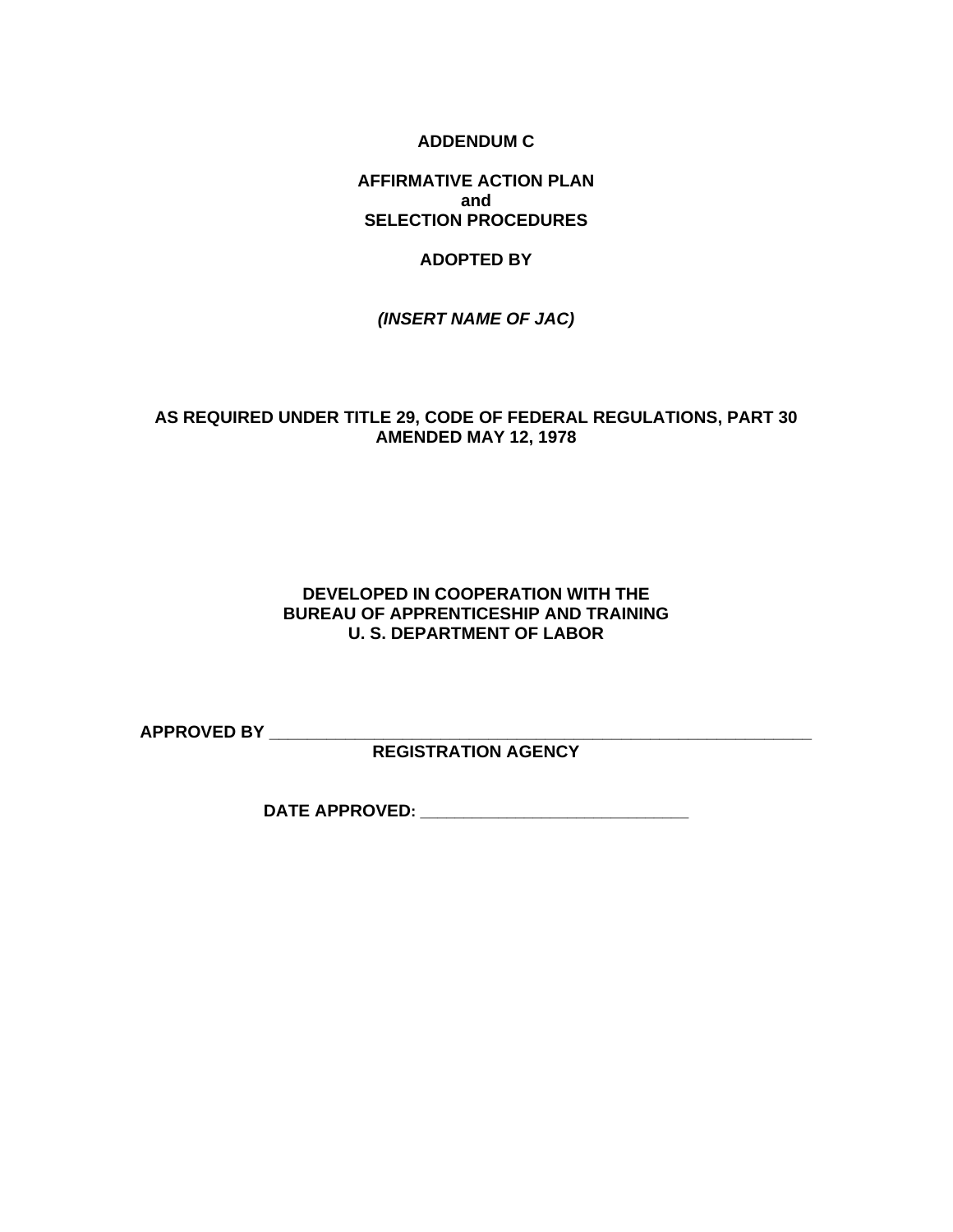**ADDENDUM C**

**AFFIRMATIVE ACTION PLAN**
**and**
**SELECTION PROCEDURES**

**ADOPTED BY**

***(INSERT NAME OF JAC)***

**AS REQUIRED UNDER TITLE 29, CODE OF FEDERAL REGULATIONS, PART 30**
**AMENDED MAY 12, 1978**

**DEVELOPED IN COOPERATION WITH THE**
**BUREAU OF APPRENTICESHIP AND TRAINING**
**U. S. DEPARTMENT OF LABOR**

**APPROVED BY \_\_\_\_\_\_\_\_\_\_\_\_\_\_\_\_\_\_\_\_\_\_\_\_\_\_\_\_\_\_\_\_\_\_\_\_\_\_\_\_\_\_\_\_\_\_\_\_\_\_\_\_\_\_\_\_\_\_\_\_**
**REGISTRATION AGENCY**

**DATE APPROVED: \_\_\_\_\_\_\_\_\_\_\_\_\_\_\_\_\_\_\_\_\_\_\_\_\_\_\_\_\_\_**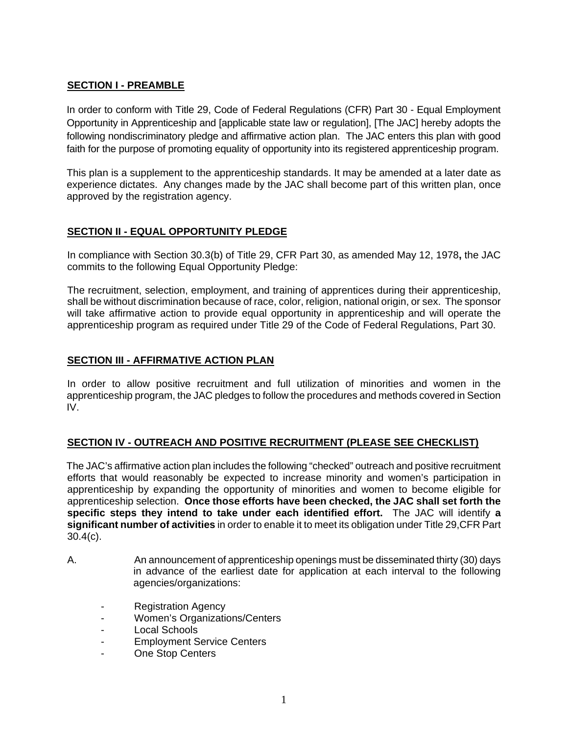## SECTION I - PREAMBLE

In order to conform with Title 29, Code of Federal Regulations (CFR) Part 30 - Equal Employment Opportunity in Apprenticeship and [applicable state law or regulation], [The JAC] hereby adopts the following nondiscriminatory pledge and affirmative action plan. The JAC enters this plan with good faith for the purpose of promoting equality of opportunity into its registered apprenticeship program.

This plan is a supplement to the apprenticeship standards. It may be amended at a later date as experience dictates. Any changes made by the JAC shall become part of this written plan, once approved by the registration agency.

## SECTION II - EQUAL OPPORTUNITY PLEDGE

In compliance with Section 30.3(b) of Title 29, CFR Part 30, as amended May 12, 1978**,** the JAC commits to the following Equal Opportunity Pledge:

The recruitment, selection, employment, and training of apprentices during their apprenticeship, shall be without discrimination because of race, color, religion, national origin, or sex. The sponsor will take affirmative action to provide equal opportunity in apprenticeship and will operate the apprenticeship program as required under Title 29 of the Code of Federal Regulations, Part 30.

## SECTION III - AFFIRMATIVE ACTION PLAN

In order to allow positive recruitment and full utilization of minorities and women in the apprenticeship program, the JAC pledges to follow the procedures and methods covered in Section IV.

## SECTION IV - OUTREACH AND POSITIVE RECRUITMENT (PLEASE SEE CHECKLIST)

The JAC's affirmative action plan includes the following "checked" outreach and positive recruitment efforts that would reasonably be expected to increase minority and women's participation in apprenticeship by expanding the opportunity of minorities and women to become eligible for apprenticeship selection. **Once those efforts have been checked, the JAC shall set forth the specific steps they intend to take under each identified effort.** The JAC will identify **a significant number of activities** in order to enable it to meet its obligation under Title 29,CFR Part 30.4(c).

A. An announcement of apprenticeship openings must be disseminated thirty (30) days in advance of the earliest date for application at each interval to the following agencies/organizations:

- Registration Agency
- Women's Organizations/Centers
- Local Schools
- Employment Service Centers
- One Stop Centers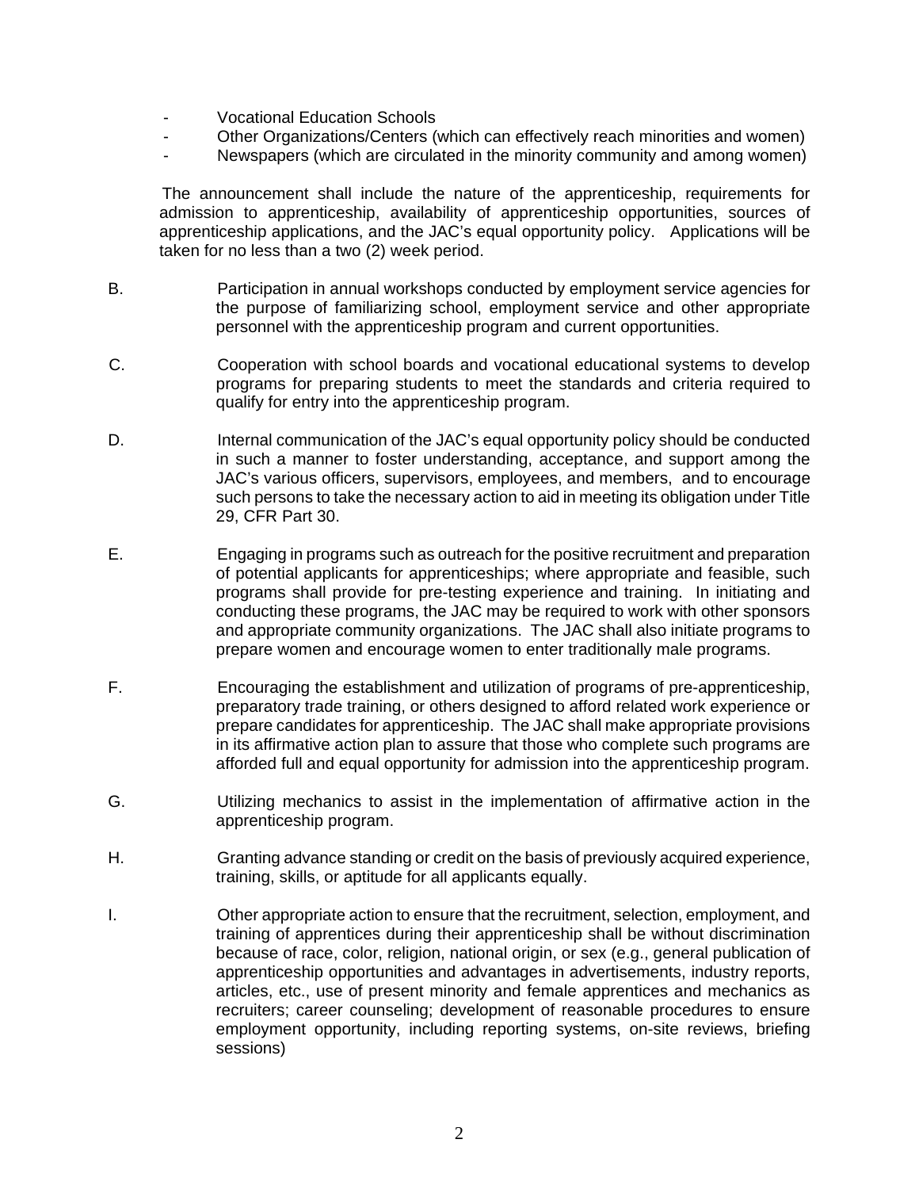- Vocational Education Schools
- Other Organizations/Centers (which can effectively reach minorities and women)
- Newspapers (which are circulated in the minority community and among women)

The announcement shall include the nature of the apprenticeship, requirements for admission to apprenticeship, availability of apprenticeship opportunities, sources of apprenticeship applications, and the JAC's equal opportunity policy. Applications will be taken for no less than a two (2) week period.

B. Participation in annual workshops conducted by employment service agencies for the purpose of familiarizing school, employment service and other appropriate personnel with the apprenticeship program and current opportunities.

C. Cooperation with school boards and vocational educational systems to develop programs for preparing students to meet the standards and criteria required to qualify for entry into the apprenticeship program.

D. Internal communication of the JAC's equal opportunity policy should be conducted in such a manner to foster understanding, acceptance, and support among the JAC's various officers, supervisors, employees, and members, and to encourage such persons to take the necessary action to aid in meeting its obligation under Title 29, CFR Part 30.

E. Engaging in programs such as outreach for the positive recruitment and preparation of potential applicants for apprenticeships; where appropriate and feasible, such programs shall provide for pre-testing experience and training. In initiating and conducting these programs, the JAC may be required to work with other sponsors and appropriate community organizations. The JAC shall also initiate programs to prepare women and encourage women to enter traditionally male programs.

F. Encouraging the establishment and utilization of programs of pre-apprenticeship, preparatory trade training, or others designed to afford related work experience or prepare candidates for apprenticeship. The JAC shall make appropriate provisions in its affirmative action plan to assure that those who complete such programs are afforded full and equal opportunity for admission into the apprenticeship program.

G. Utilizing mechanics to assist in the implementation of affirmative action in the apprenticeship program.

H. Granting advance standing or credit on the basis of previously acquired experience, training, skills, or aptitude for all applicants equally.

I. Other appropriate action to ensure that the recruitment, selection, employment, and training of apprentices during their apprenticeship shall be without discrimination because of race, color, religion, national origin, or sex (e.g., general publication of apprenticeship opportunities and advantages in advertisements, industry reports, articles, etc., use of present minority and female apprentices and mechanics as recruiters; career counseling; development of reasonable procedures to ensure employment opportunity, including reporting systems, on-site reviews, briefing sessions)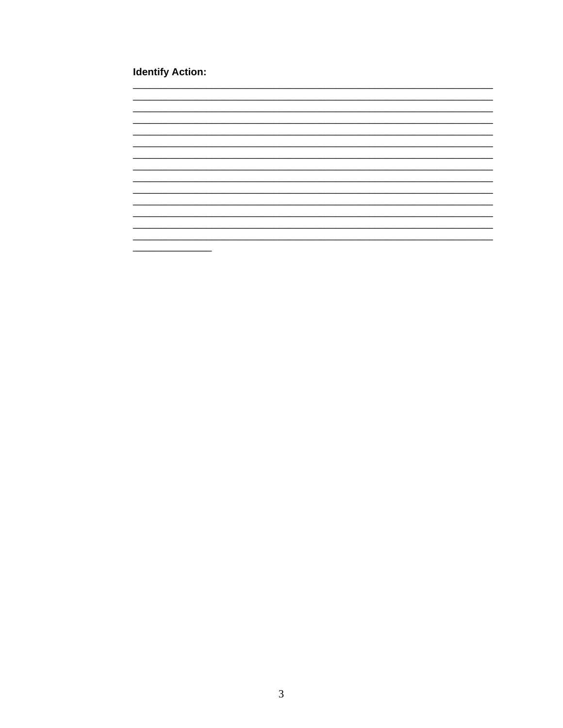**Identify Action:**

___________________________________________________________________________
___________________________________________________________________________
___________________________________________________________________________
___________________________________________________________________________
___________________________________________________________________________
___________________________________________________________________________
___________________________________________________________________________
___________________________________________________________________________
___________________________________________________________________________
___________________________________________________________________________
___________________________________________________________________________
___________________________________________________________________________
___________________________________________________________________________
___________________________________________________________________________
________________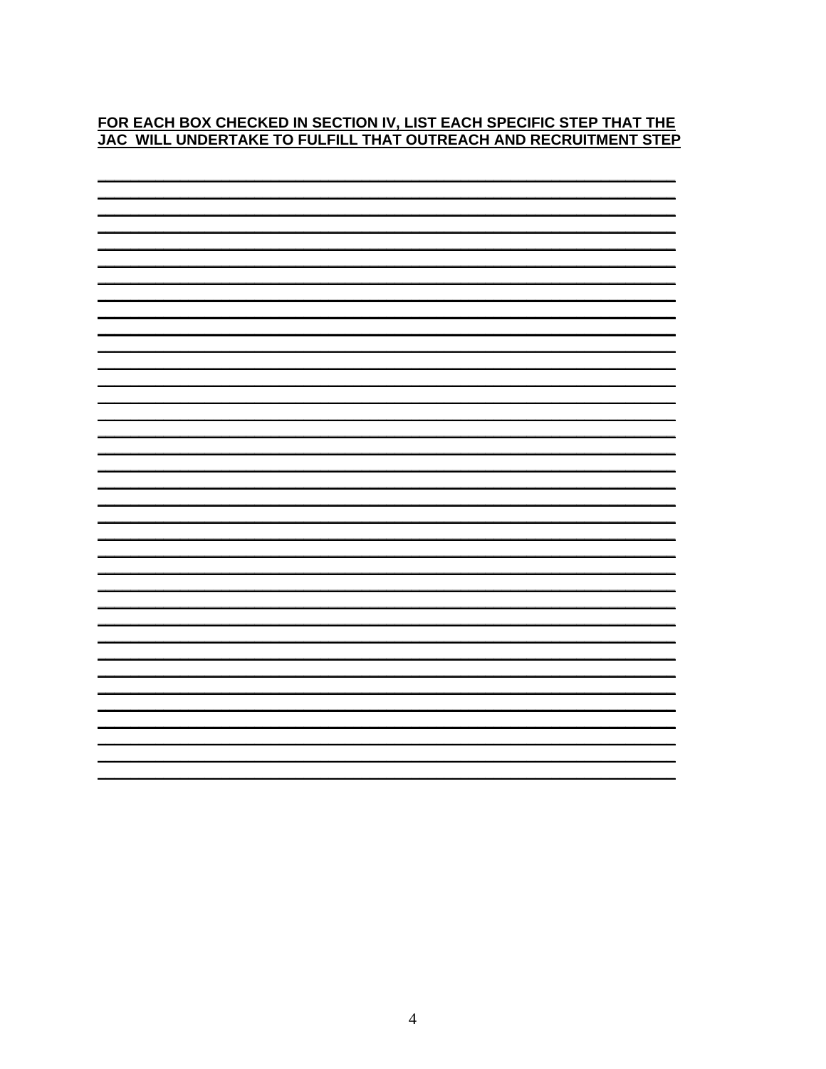**FOR EACH BOX CHECKED IN SECTION IV, LIST EACH SPECIFIC STEP THAT THE JAC WILL UNDERTAKE TO FULFILL THAT OUTREACH AND RECRUITMENT STEP**

\_\_\_\_\_\_\_\_\_\_\_\_\_\_\_\_\_\_\_\_\_\_\_\_\_\_\_\_\_\_\_\_\_\_\_\_\_\_\_\_\_\_\_\_\_\_\_\_\_\_\_\_\_\_\_\_\_\_\_\_\_\_\_\_\_\_\_\_\_\_
\_\_\_\_\_\_\_\_\_\_\_\_\_\_\_\_\_\_\_\_\_\_\_\_\_\_\_\_\_\_\_\_\_\_\_\_\_\_\_\_\_\_\_\_\_\_\_\_\_\_\_\_\_\_\_\_\_\_\_\_\_\_\_\_\_\_\_\_\_\_
\_\_\_\_\_\_\_\_\_\_\_\_\_\_\_\_\_\_\_\_\_\_\_\_\_\_\_\_\_\_\_\_\_\_\_\_\_\_\_\_\_\_\_\_\_\_\_\_\_\_\_\_\_\_\_\_\_\_\_\_\_\_\_\_\_\_\_\_\_\_
\_\_\_\_\_\_\_\_\_\_\_\_\_\_\_\_\_\_\_\_\_\_\_\_\_\_\_\_\_\_\_\_\_\_\_\_\_\_\_\_\_\_\_\_\_\_\_\_\_\_\_\_\_\_\_\_\_\_\_\_\_\_\_\_\_\_\_\_\_\_
\_\_\_\_\_\_\_\_\_\_\_\_\_\_\_\_\_\_\_\_\_\_\_\_\_\_\_\_\_\_\_\_\_\_\_\_\_\_\_\_\_\_\_\_\_\_\_\_\_\_\_\_\_\_\_\_\_\_\_\_\_\_\_\_\_\_\_\_\_\_
\_\_\_\_\_\_\_\_\_\_\_\_\_\_\_\_\_\_\_\_\_\_\_\_\_\_\_\_\_\_\_\_\_\_\_\_\_\_\_\_\_\_\_\_\_\_\_\_\_\_\_\_\_\_\_\_\_\_\_\_\_\_\_\_\_\_\_\_\_\_
\_\_\_\_\_\_\_\_\_\_\_\_\_\_\_\_\_\_\_\_\_\_\_\_\_\_\_\_\_\_\_\_\_\_\_\_\_\_\_\_\_\_\_\_\_\_\_\_\_\_\_\_\_\_\_\_\_\_\_\_\_\_\_\_\_\_\_\_\_\_
\_\_\_\_\_\_\_\_\_\_\_\_\_\_\_\_\_\_\_\_\_\_\_\_\_\_\_\_\_\_\_\_\_\_\_\_\_\_\_\_\_\_\_\_\_\_\_\_\_\_\_\_\_\_\_\_\_\_\_\_\_\_\_\_\_\_\_\_\_\_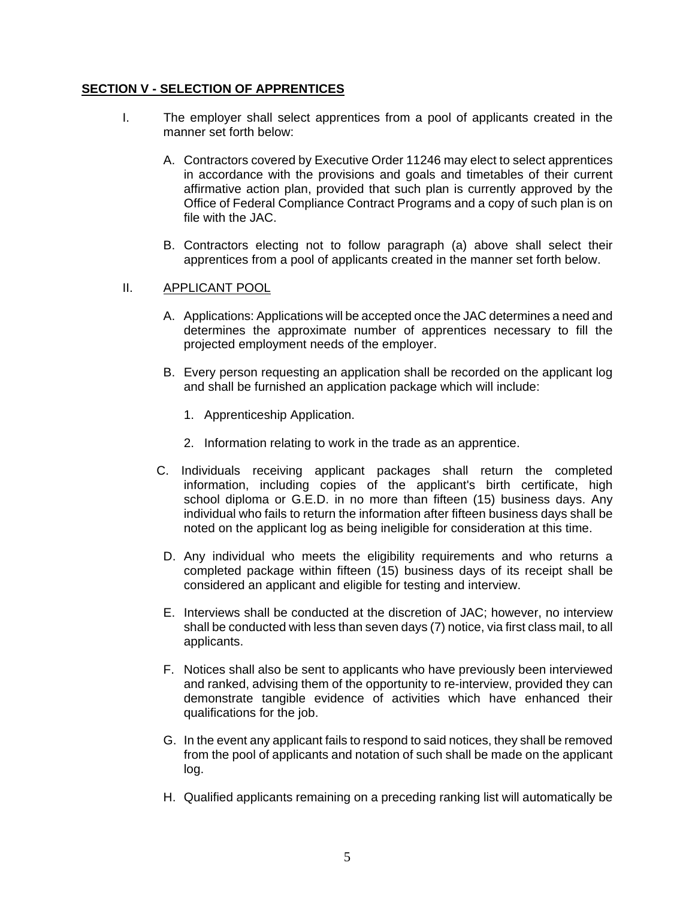## SECTION V - SELECTION OF APPRENTICES

I. The employer shall select apprentices from a pool of applicants created in the manner set forth below:

   A. Contractors covered by Executive Order 11246 may elect to select apprentices in accordance with the provisions and goals and timetables of their current affirmative action plan, provided that such plan is currently approved by the Office of Federal Compliance Contract Programs and a copy of such plan is on file with the JAC.

   B. Contractors electing not to follow paragraph (a) above shall select their apprentices from a pool of applicants created in the manner set forth below.

II. <u>APPLICANT POOL</u>

   A. Applications: Applications will be accepted once the JAC determines a need and determines the approximate number of apprentices necessary to fill the projected employment needs of the employer.

   B. Every person requesting an application shall be recorded on the applicant log and shall be furnished an application package which will include:

      1. Apprenticeship Application.

      2. Information relating to work in the trade as an apprentice.

   C. Individuals receiving applicant packages shall return the completed information, including copies of the applicant's birth certificate, high school diploma or G.E.D. in no more than fifteen (15) business days. Any individual who fails to return the information after fifteen business days shall be noted on the applicant log as being ineligible for consideration at this time.

   D. Any individual who meets the eligibility requirements and who returns a completed package within fifteen (15) business days of its receipt shall be considered an applicant and eligible for testing and interview.

   E. Interviews shall be conducted at the discretion of JAC; however, no interview shall be conducted with less than seven days (7) notice, via first class mail, to all applicants.

   F. Notices shall also be sent to applicants who have previously been interviewed and ranked, advising them of the opportunity to re-interview, provided they can demonstrate tangible evidence of activities which have enhanced their qualifications for the job.

   G. In the event any applicant fails to respond to said notices, they shall be removed from the pool of applicants and notation of such shall be made on the applicant log.

   H. Qualified applicants remaining on a preceding ranking list will automatically be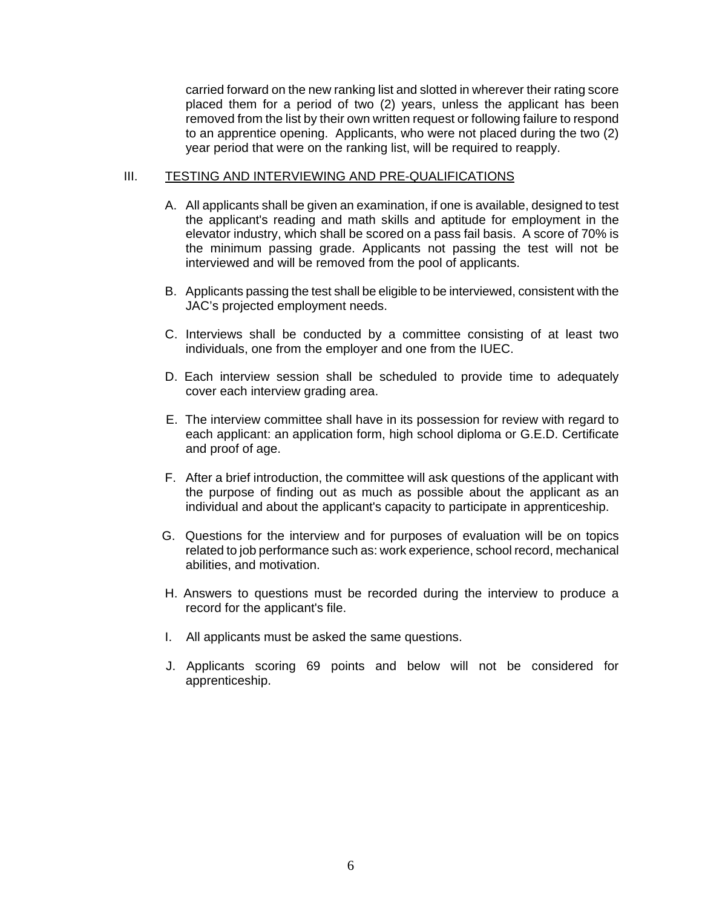carried forward on the new ranking list and slotted in wherever their rating score placed them for a period of two (2) years, unless the applicant has been removed from the list by their own written request or following failure to respond to an apprentice opening. Applicants, who were not placed during the two (2) year period that were on the ranking list, will be required to reapply.

## III. TESTING AND INTERVIEWING AND PRE-QUALIFICATIONS

A. All applicants shall be given an examination, if one is available, designed to test the applicant's reading and math skills and aptitude for employment in the elevator industry, which shall be scored on a pass fail basis. A score of 70% is the minimum passing grade. Applicants not passing the test will not be interviewed and will be removed from the pool of applicants.

B. Applicants passing the test shall be eligible to be interviewed, consistent with the JAC's projected employment needs.

C. Interviews shall be conducted by a committee consisting of at least two individuals, one from the employer and one from the IUEC.

D. Each interview session shall be scheduled to provide time to adequately cover each interview grading area.

E. The interview committee shall have in its possession for review with regard to each applicant: an application form, high school diploma or G.E.D. Certificate and proof of age.

F. After a brief introduction, the committee will ask questions of the applicant with the purpose of finding out as much as possible about the applicant as an individual and about the applicant's capacity to participate in apprenticeship.

G. Questions for the interview and for purposes of evaluation will be on topics related to job performance such as: work experience, school record, mechanical abilities, and motivation.

H. Answers to questions must be recorded during the interview to produce a record for the applicant's file.

I. All applicants must be asked the same questions.

J. Applicants scoring 69 points and below will not be considered for apprenticeship.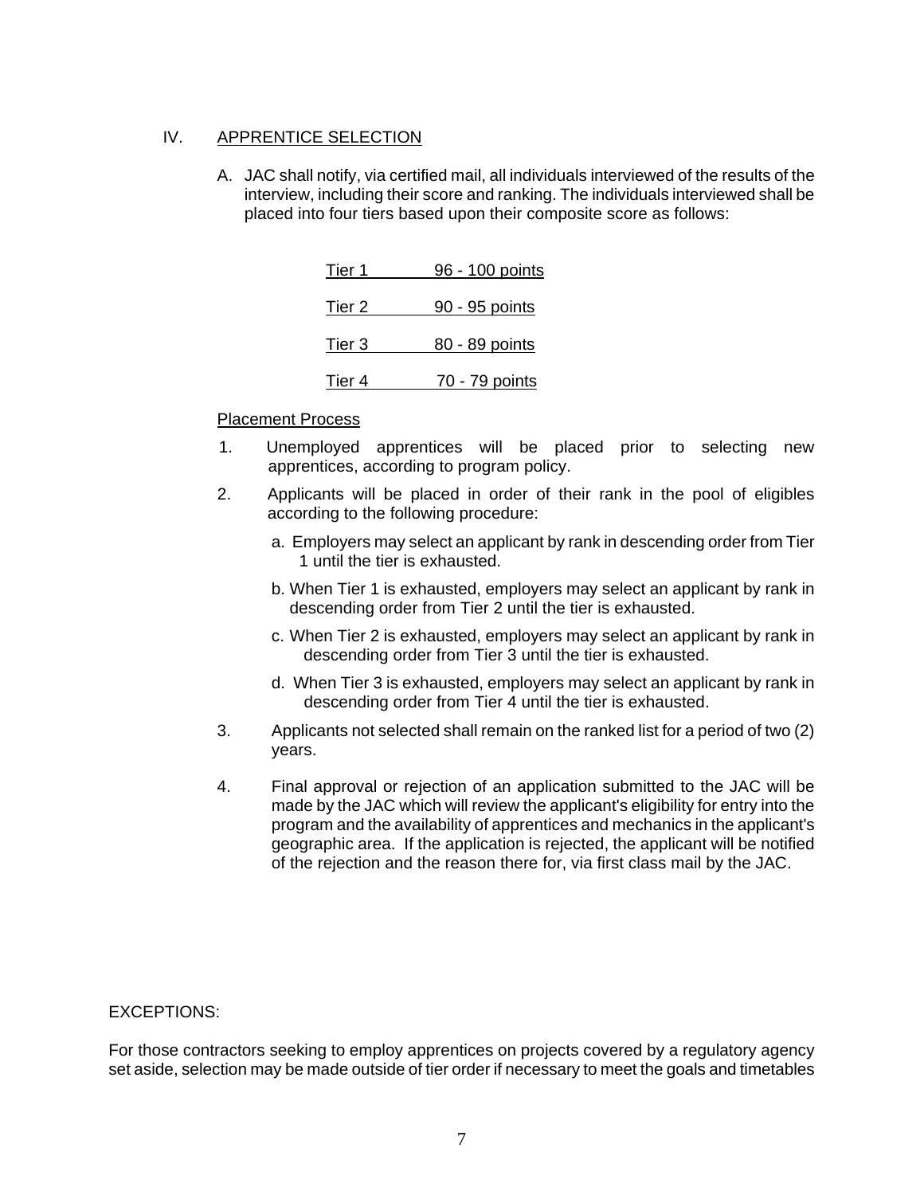## IV. APPRENTICE SELECTION

A. JAC shall notify, via certified mail, all individuals interviewed of the results of the interview, including their score and ranking. The individuals interviewed shall be placed into four tiers based upon their composite score as follows:

| Tier | Points |
|---|---|
| Tier 1 | 96 - 100 points |
| Tier 2 | 90 - 95 points |
| Tier 3 | 80 - 89 points |
| Tier 4 | 70 - 79 points |

Placement Process

1. Unemployed apprentices will be placed prior to selecting new apprentices, according to program policy.
2. Applicants will be placed in order of their rank in the pool of eligibles according to the following procedure:
   a. Employers may select an applicant by rank in descending order from Tier 1 until the tier is exhausted.
   b. When Tier 1 is exhausted, employers may select an applicant by rank in descending order from Tier 2 until the tier is exhausted.
   c. When Tier 2 is exhausted, employers may select an applicant by rank in descending order from Tier 3 until the tier is exhausted.
   d. When Tier 3 is exhausted, employers may select an applicant by rank in descending order from Tier 4 until the tier is exhausted.
3. Applicants not selected shall remain on the ranked list for a period of two (2) years.
4. Final approval or rejection of an application submitted to the JAC will be made by the JAC which will review the applicant's eligibility for entry into the program and the availability of apprentices and mechanics in the applicant's geographic area. If the application is rejected, the applicant will be notified of the rejection and the reason there for, via first class mail by the JAC.

EXCEPTIONS:

For those contractors seeking to employ apprentices on projects covered by a regulatory agency set aside, selection may be made outside of tier order if necessary to meet the goals and timetables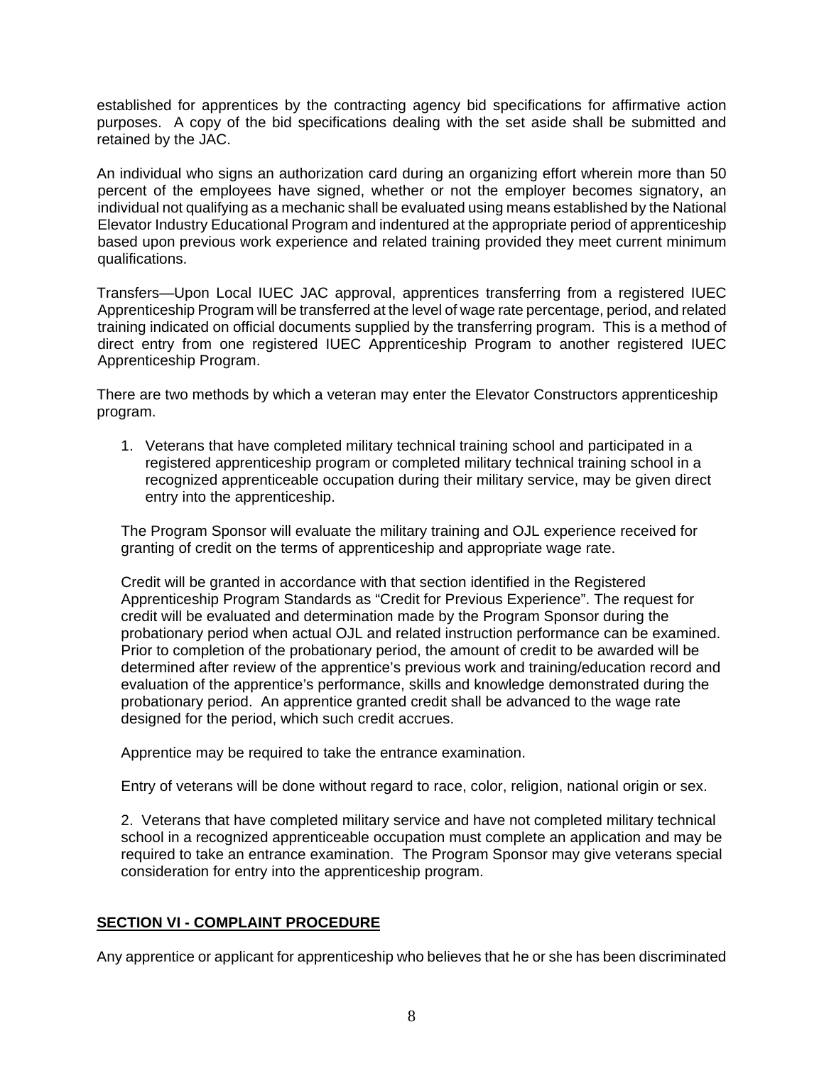established for apprentices by the contracting agency bid specifications for affirmative action purposes. A copy of the bid specifications dealing with the set aside shall be submitted and retained by the JAC.

An individual who signs an authorization card during an organizing effort wherein more than 50 percent of the employees have signed, whether or not the employer becomes signatory, an individual not qualifying as a mechanic shall be evaluated using means established by the National Elevator Industry Educational Program and indentured at the appropriate period of apprenticeship based upon previous work experience and related training provided they meet current minimum qualifications.

Transfers—Upon Local IUEC JAC approval, apprentices transferring from a registered IUEC Apprenticeship Program will be transferred at the level of wage rate percentage, period, and related training indicated on official documents supplied by the transferring program. This is a method of direct entry from one registered IUEC Apprenticeship Program to another registered IUEC Apprenticeship Program.

There are two methods by which a veteran may enter the Elevator Constructors apprenticeship program.

1. Veterans that have completed military technical training school and participated in a registered apprenticeship program or completed military technical training school in a recognized apprenticeable occupation during their military service, may be given direct entry into the apprenticeship.

   The Program Sponsor will evaluate the military training and OJL experience received for granting of credit on the terms of apprenticeship and appropriate wage rate.

   Credit will be granted in accordance with that section identified in the Registered Apprenticeship Program Standards as "Credit for Previous Experience". The request for credit will be evaluated and determination made by the Program Sponsor during the probationary period when actual OJL and related instruction performance can be examined. Prior to completion of the probationary period, the amount of credit to be awarded will be determined after review of the apprentice's previous work and training/education record and evaluation of the apprentice's performance, skills and knowledge demonstrated during the probationary period. An apprentice granted credit shall be advanced to the wage rate designed for the period, which such credit accrues.

   Apprentice may be required to take the entrance examination.

   Entry of veterans will be done without regard to race, color, religion, national origin or sex.

2. Veterans that have completed military service and have not completed military technical school in a recognized apprenticeable occupation must complete an application and may be required to take an entrance examination. The Program Sponsor may give veterans special consideration for entry into the apprenticeship program.

## SECTION VI - COMPLAINT PROCEDURE

Any apprentice or applicant for apprenticeship who believes that he or she has been discriminated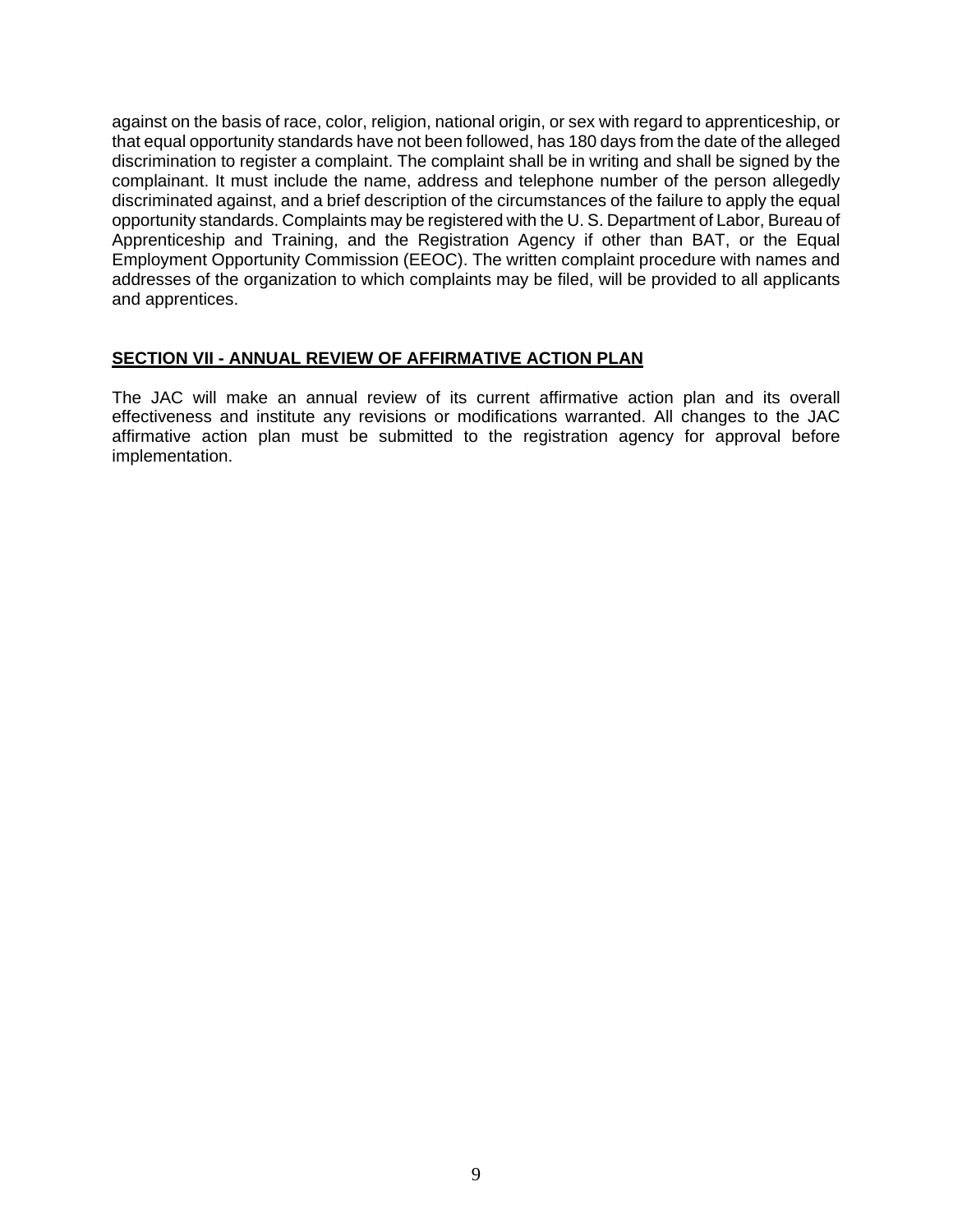against on the basis of race, color, religion, national origin, or sex with regard to apprenticeship, or that equal opportunity standards have not been followed, has 180 days from the date of the alleged discrimination to register a complaint. The complaint shall be in writing and shall be signed by the complainant. It must include the name, address and telephone number of the person allegedly discriminated against, and a brief description of the circumstances of the failure to apply the equal opportunity standards. Complaints may be registered with the U. S. Department of Labor, Bureau of Apprenticeship and Training, and the Registration Agency if other than BAT, or the Equal Employment Opportunity Commission (EEOC). The written complaint procedure with names and addresses of the organization to which complaints may be filed, will be provided to all applicants and apprentices.

## SECTION VII - ANNUAL REVIEW OF AFFIRMATIVE ACTION PLAN

The JAC will make an annual review of its current affirmative action plan and its overall effectiveness and institute any revisions or modifications warranted. All changes to the JAC affirmative action plan must be submitted to the registration agency for approval before implementation.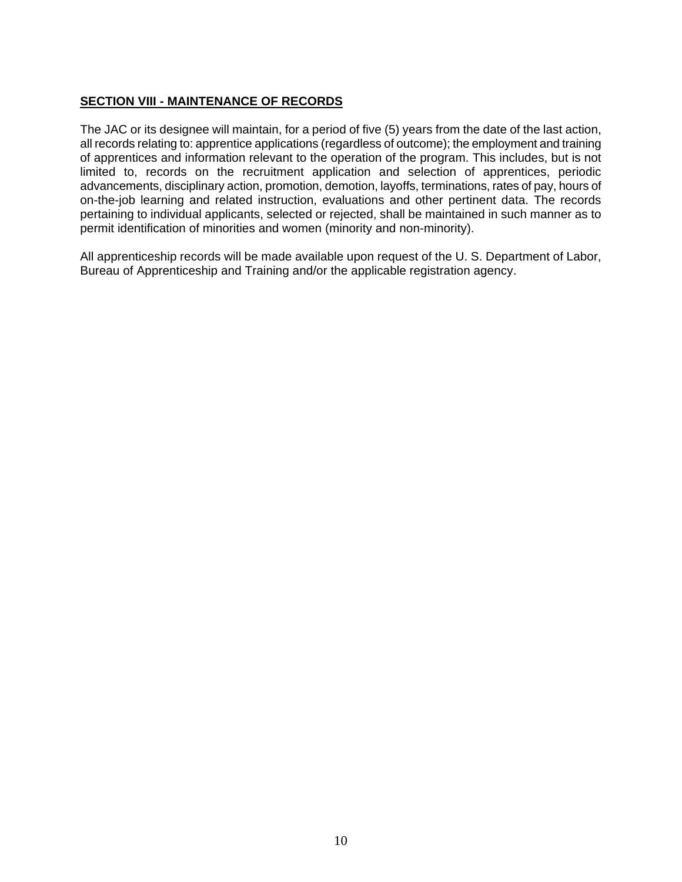## SECTION VIII - MAINTENANCE OF RECORDS

The JAC or its designee will maintain, for a period of five (5) years from the date of the last action, all records relating to: apprentice applications (regardless of outcome); the employment and training of apprentices and information relevant to the operation of the program. This includes, but is not limited to, records on the recruitment application and selection of apprentices, periodic advancements, disciplinary action, promotion, demotion, layoffs, terminations, rates of pay, hours of on-the-job learning and related instruction, evaluations and other pertinent data. The records pertaining to individual applicants, selected or rejected, shall be maintained in such manner as to permit identification of minorities and women (minority and non-minority).

All apprenticeship records will be made available upon request of the U. S. Department of Labor, Bureau of Apprenticeship and Training and/or the applicable registration agency.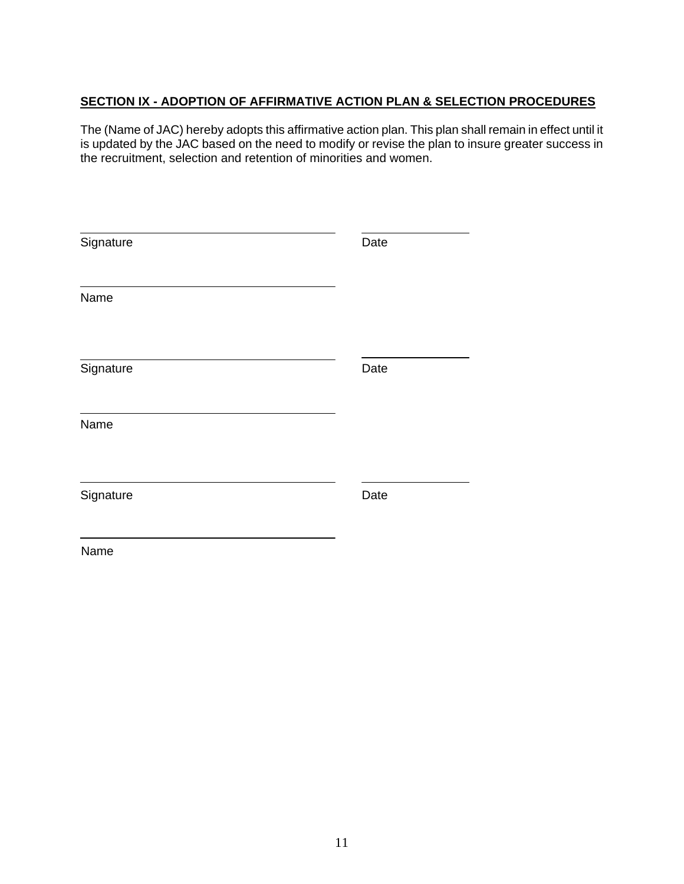**SECTION IX - ADOPTION OF AFFIRMATIVE ACTION PLAN & SELECTION PROCEDURES**

The (Name of JAC) hereby adopts this affirmative action plan. This plan shall remain in effect until it is updated by the JAC based on the need to modify or revise the plan to insure greater success in the recruitment, selection and retention of minorities and women.

\_\_\_\_\_\_\_\_\_\_\_\_\_\_\_\_\_\_\_\_\_\_\_\_\_\_\_\_\_\_\_\_\_\_\_\_ \_\_\_\_\_\_\_\_\_\_\_\_\_\_\_
Signature Date

\_\_\_\_\_\_\_\_\_\_\_\_\_\_\_\_\_\_\_\_\_\_\_\_\_\_\_\_\_\_\_\_\_\_\_\_
Name

\_\_\_\_\_\_\_\_\_\_\_\_\_\_\_\_\_\_\_\_\_\_\_\_\_\_\_\_\_\_\_\_\_\_\_\_ \_\_\_\_\_\_\_\_\_\_\_\_\_\_\_
Signature Date

\_\_\_\_\_\_\_\_\_\_\_\_\_\_\_\_\_\_\_\_\_\_\_\_\_\_\_\_\_\_\_\_\_\_\_\_
Name

\_\_\_\_\_\_\_\_\_\_\_\_\_\_\_\_\_\_\_\_\_\_\_\_\_\_\_\_\_\_\_\_\_\_\_\_ \_\_\_\_\_\_\_\_\_\_\_\_\_\_\_
Signature Date

\_\_\_\_\_\_\_\_\_\_\_\_\_\_\_\_\_\_\_\_\_\_\_\_\_\_\_\_\_\_\_\_\_\_\_\_
Name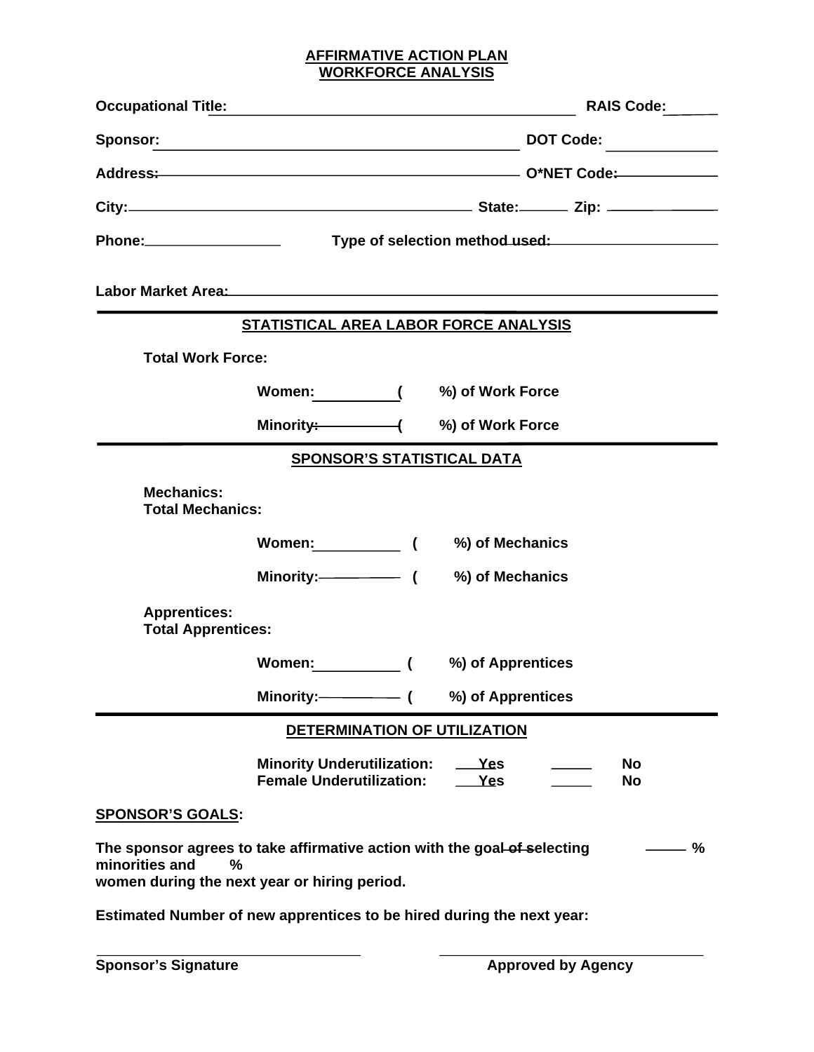# AFFIRMATIVE ACTION PLAN
## WORKFORCE ANALYSIS

**Occupational Title:** ________________________________________ **RAIS Code:** ______

**Sponsor:** ________________________________________ **DOT Code:** ____________

**Address:** ________________________________________ **O*NET Code:** ____________

**City:** ________________________________________ **State:** ______ **Zip:** ____________

**Phone:** ________________ **Type of selection method used:** ____________________

**Labor Market Area:** ____________________________________________________________

---

**STATISTICAL AREA LABOR FORCE ANALYSIS**

**Total Work Force:**

**Women:** __________ ( %) of Work Force

**Minority:** __________ ( %) of Work Force

---

**SPONSOR'S STATISTICAL DATA**

**Mechanics:**
**Total Mechanics:**

**Women:** __________ ( %) of Mechanics

**Minority:** __________ ( %) of Mechanics

**Apprentices:**
**Total Apprentices:**

**Women:** __________ ( %) of Apprentices

**Minority:** __________ ( %) of Apprentices

---

**DETERMINATION OF UTILIZATION**

**Minority Underutilization:** ___ **Yes** _____ **No**
**Female Underutilization:** ___ **Yes** _____ **No**

**SPONSOR'S GOALS:**

**The sponsor agrees to take affirmative action with the goal of selecting _____ % minorities and _____ % women during the next year or hiring period.**

**Estimated Number of new apprentices to be hired during the next year:**

________________________________ ________________________________
**Sponsor's Signature** **Approved by Agency**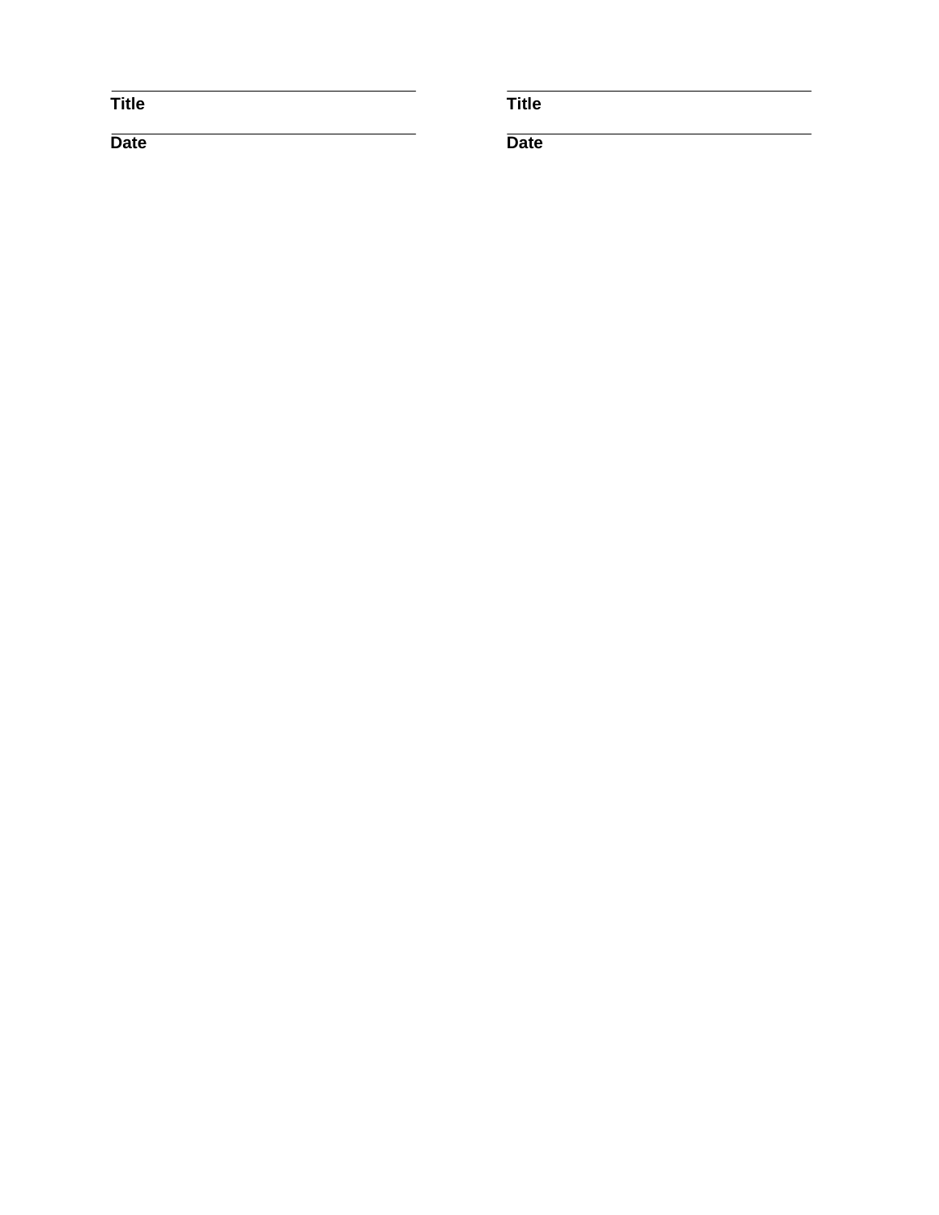| | |
|---|---|
| ____________________ | ____________________ |
| **Title** | **Title** |
| ____________________ | ____________________ |
| **Date** | **Date** |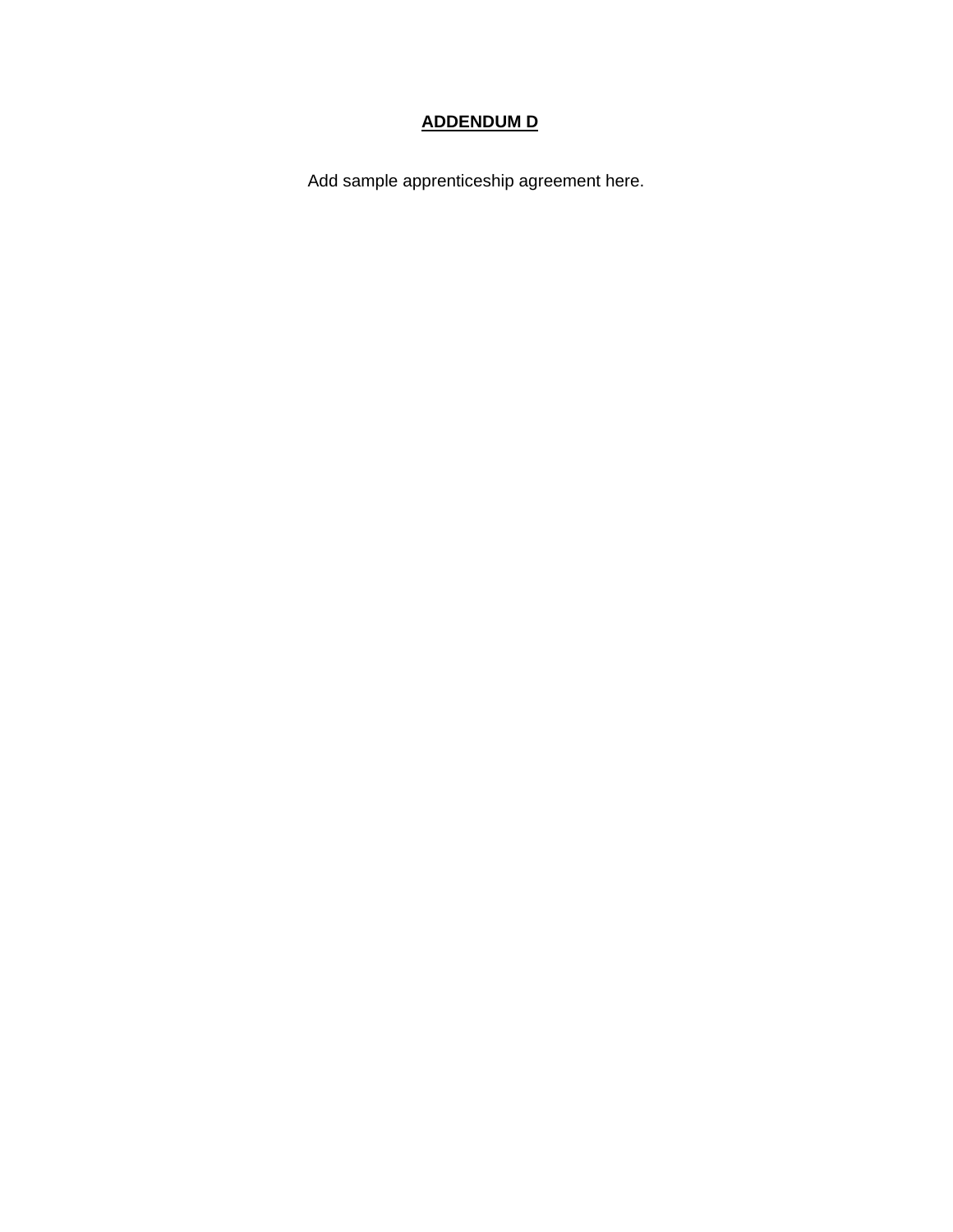# ADDENDUM D

Add sample apprenticeship agreement here.